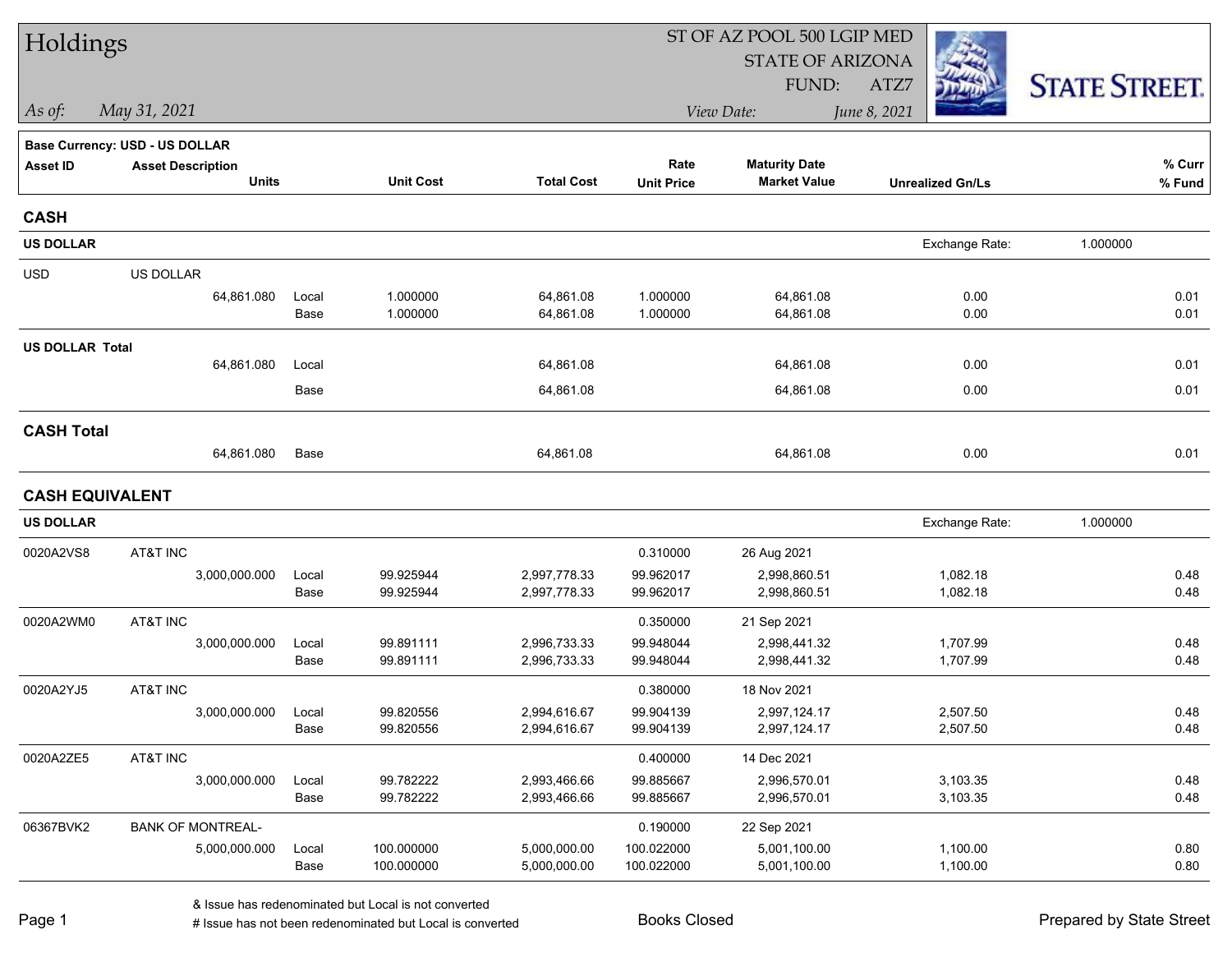# Holdings

ST OF AZ POOL 500 LGIP MED
STATE OF ARIZONA
FUND: ATZ7

*As of:* *May 31, 2021*

*View Date:* *June 8, 2021*

STATE STREET.

**Base Currency: USD - US DOLLAR**

| Asset ID | Asset Description Units | | Unit Cost | Total Cost | Rate Unit Price | Maturity Date Market Value | Unrealized Gn/Ls | % Curr % Fund |
|---|---|---|---|---|---|---|---|---|
| **CASH** | | | | | | | | |
| **US DOLLAR** | | | | | | | Exchange Rate: 1.000000 | |
| USD | US DOLLAR | | | | | | | |
| | 64,861.080 | Local | 1.000000 | 64,861.08 | 1.000000 | 64,861.08 | 0.00 | 0.01 |
| | | Base | 1.000000 | 64,861.08 | 1.000000 | 64,861.08 | 0.00 | 0.01 |
| **US DOLLAR Total** | | | | | | | | |
| | 64,861.080 | Local | | 64,861.08 | | 64,861.08 | 0.00 | 0.01 |
| | | Base | | 64,861.08 | | 64,861.08 | 0.00 | 0.01 |
| **CASH Total** | | | | | | | | |
| | 64,861.080 | Base | | 64,861.08 | | 64,861.08 | 0.00 | 0.01 |
| **CASH EQUIVALENT** | | | | | | | | |
| **US DOLLAR** | | | | | | | Exchange Rate: 1.000000 | |
| 0020A2VS8 | AT&T INC | | | | 0.310000 | 26 Aug 2021 | | |
| | 3,000,000.000 | Local | 99.925944 | 2,997,778.33 | 99.962017 | 2,998,860.51 | 1,082.18 | 0.48 |
| | | Base | 99.925944 | 2,997,778.33 | 99.962017 | 2,998,860.51 | 1,082.18 | 0.48 |
| 0020A2WM0 | AT&T INC | | | | 0.350000 | 21 Sep 2021 | | |
| | 3,000,000.000 | Local | 99.891111 | 2,996,733.33 | 99.948044 | 2,998,441.32 | 1,707.99 | 0.48 |
| | | Base | 99.891111 | 2,996,733.33 | 99.948044 | 2,998,441.32 | 1,707.99 | 0.48 |
| 0020A2YJ5 | AT&T INC | | | | 0.380000 | 18 Nov 2021 | | |
| | 3,000,000.000 | Local | 99.820556 | 2,994,616.67 | 99.904139 | 2,997,124.17 | 2,507.50 | 0.48 |
| | | Base | 99.820556 | 2,994,616.67 | 99.904139 | 2,997,124.17 | 2,507.50 | 0.48 |
| 0020A2ZE5 | AT&T INC | | | | 0.400000 | 14 Dec 2021 | | |
| | 3,000,000.000 | Local | 99.782222 | 2,993,466.66 | 99.885667 | 2,996,570.01 | 3,103.35 | 0.48 |
| | | Base | 99.782222 | 2,993,466.66 | 99.885667 | 2,996,570.01 | 3,103.35 | 0.48 |
| 06367BVK2 | BANK OF MONTREAL- | | | | 0.190000 | 22 Sep 2021 | | |
| | 5,000,000.000 | Local | 100.000000 | 5,000,000.00 | 100.022000 | 5,001,100.00 | 1,100.00 | 0.80 |
| | | Base | 100.000000 | 5,000,000.00 | 100.022000 | 5,001,100.00 | 1,100.00 | 0.80 |

& Issue has redenominated but Local is not converted
# Issue has not been redenominated but Local is converted

Books Closed

Prepared by State Street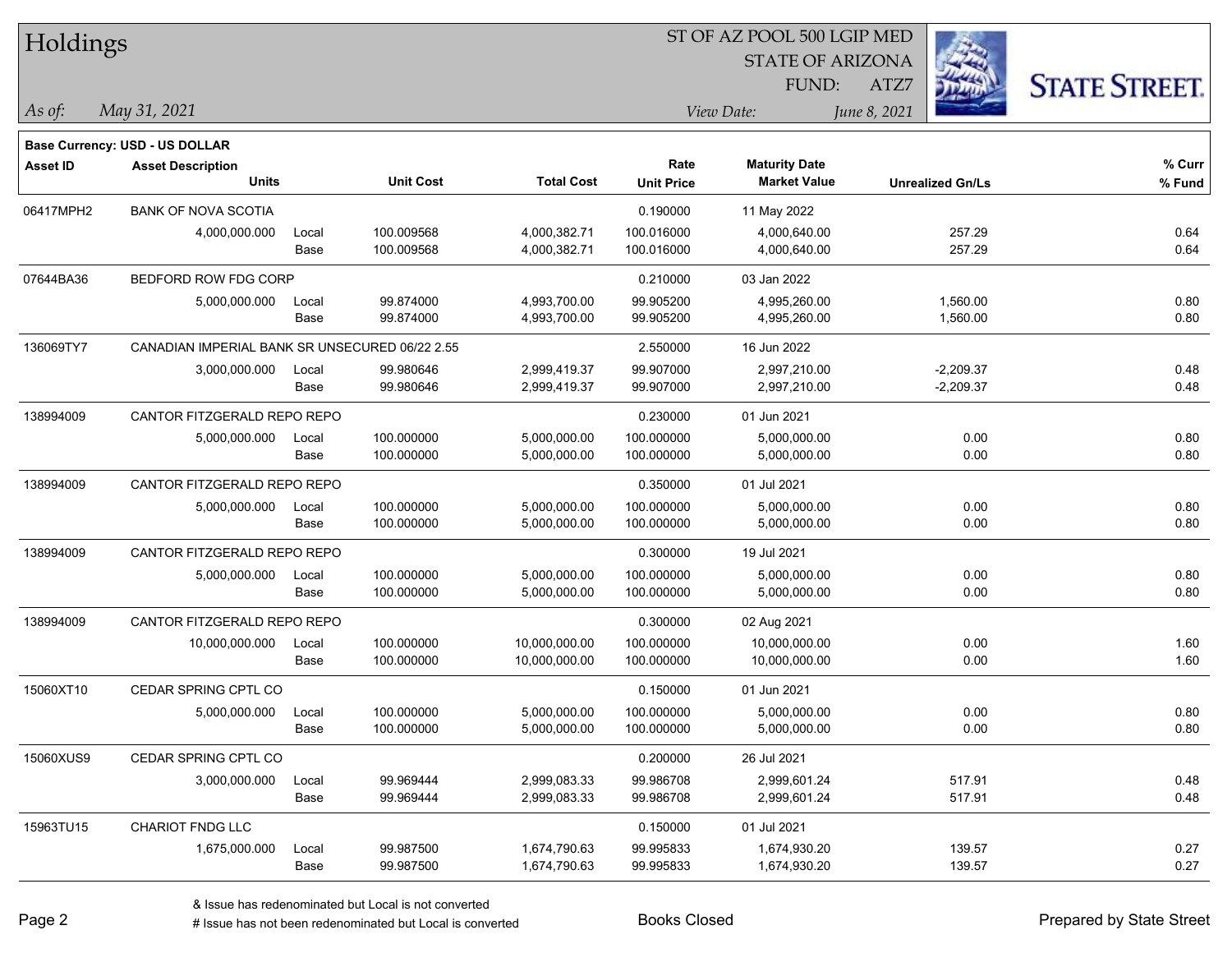# Holdings

ST OF AZ POOL 500 LGIP MED
STATE OF ARIZONA
FUND: ATZ7

*As of:* *May 31, 2021*
*View Date:* *June 8, 2021*

**Base Currency: USD - US DOLLAR**

| Asset ID | Asset Description / Units | | Unit Cost | Total Cost | Rate / Unit Price | Maturity Date / Market Value | Unrealized Gn/Ls | % Curr / % Fund |
|---|---|---|---|---|---|---|---|---|
| 06417MPH2 | BANK OF NOVA SCOTIA | | | | 0.190000 | 11 May 2022 | | |
| | 4,000,000.000 | Local | 100.009568 | 4,000,382.71 | 100.016000 | 4,000,640.00 | 257.29 | 0.64 |
| | | Base | 100.009568 | 4,000,382.71 | 100.016000 | 4,000,640.00 | 257.29 | 0.64 |
| 07644BA36 | BEDFORD ROW FDG CORP | | | | 0.210000 | 03 Jan 2022 | | |
| | 5,000,000.000 | Local | 99.874000 | 4,993,700.00 | 99.905200 | 4,995,260.00 | 1,560.00 | 0.80 |
| | | Base | 99.874000 | 4,993,700.00 | 99.905200 | 4,995,260.00 | 1,560.00 | 0.80 |
| 136069TY7 | CANADIAN IMPERIAL BANK SR UNSECURED 06/22 2.55 | | | | 2.550000 | 16 Jun 2022 | | |
| | 3,000,000.000 | Local | 99.980646 | 2,999,419.37 | 99.907000 | 2,997,210.00 | -2,209.37 | 0.48 |
| | | Base | 99.980646 | 2,999,419.37 | 99.907000 | 2,997,210.00 | -2,209.37 | 0.48 |
| 138994009 | CANTOR FITZGERALD REPO REPO | | | | 0.230000 | 01 Jun 2021 | | |
| | 5,000,000.000 | Local | 100.000000 | 5,000,000.00 | 100.000000 | 5,000,000.00 | 0.00 | 0.80 |
| | | Base | 100.000000 | 5,000,000.00 | 100.000000 | 5,000,000.00 | 0.00 | 0.80 |
| 138994009 | CANTOR FITZGERALD REPO REPO | | | | 0.350000 | 01 Jul 2021 | | |
| | 5,000,000.000 | Local | 100.000000 | 5,000,000.00 | 100.000000 | 5,000,000.00 | 0.00 | 0.80 |
| | | Base | 100.000000 | 5,000,000.00 | 100.000000 | 5,000,000.00 | 0.00 | 0.80 |
| 138994009 | CANTOR FITZGERALD REPO REPO | | | | 0.300000 | 19 Jul 2021 | | |
| | 5,000,000.000 | Local | 100.000000 | 5,000,000.00 | 100.000000 | 5,000,000.00 | 0.00 | 0.80 |
| | | Base | 100.000000 | 5,000,000.00 | 100.000000 | 5,000,000.00 | 0.00 | 0.80 |
| 138994009 | CANTOR FITZGERALD REPO REPO | | | | 0.300000 | 02 Aug 2021 | | |
| | 10,000,000.000 | Local | 100.000000 | 10,000,000.00 | 100.000000 | 10,000,000.00 | 0.00 | 1.60 |
| | | Base | 100.000000 | 10,000,000.00 | 100.000000 | 10,000,000.00 | 0.00 | 1.60 |
| 15060XT10 | CEDAR SPRING CPTL CO | | | | 0.150000 | 01 Jun 2021 | | |
| | 5,000,000.000 | Local | 100.000000 | 5,000,000.00 | 100.000000 | 5,000,000.00 | 0.00 | 0.80 |
| | | Base | 100.000000 | 5,000,000.00 | 100.000000 | 5,000,000.00 | 0.00 | 0.80 |
| 15060XUS9 | CEDAR SPRING CPTL CO | | | | 0.200000 | 26 Jul 2021 | | |
| | 3,000,000.000 | Local | 99.969444 | 2,999,083.33 | 99.986708 | 2,999,601.24 | 517.91 | 0.48 |
| | | Base | 99.969444 | 2,999,083.33 | 99.986708 | 2,999,601.24 | 517.91 | 0.48 |
| 15963TU15 | CHARIOT FNDG LLC | | | | 0.150000 | 01 Jul 2021 | | |
| | 1,675,000.000 | Local | 99.987500 | 1,674,790.63 | 99.995833 | 1,674,930.20 | 139.57 | 0.27 |
| | | Base | 99.987500 | 1,674,790.63 | 99.995833 | 1,674,930.20 | 139.57 | 0.27 |

& Issue has redenominated but Local is not converted
# Issue has not been redenominated but Local is converted

Books Closed

Prepared by State Street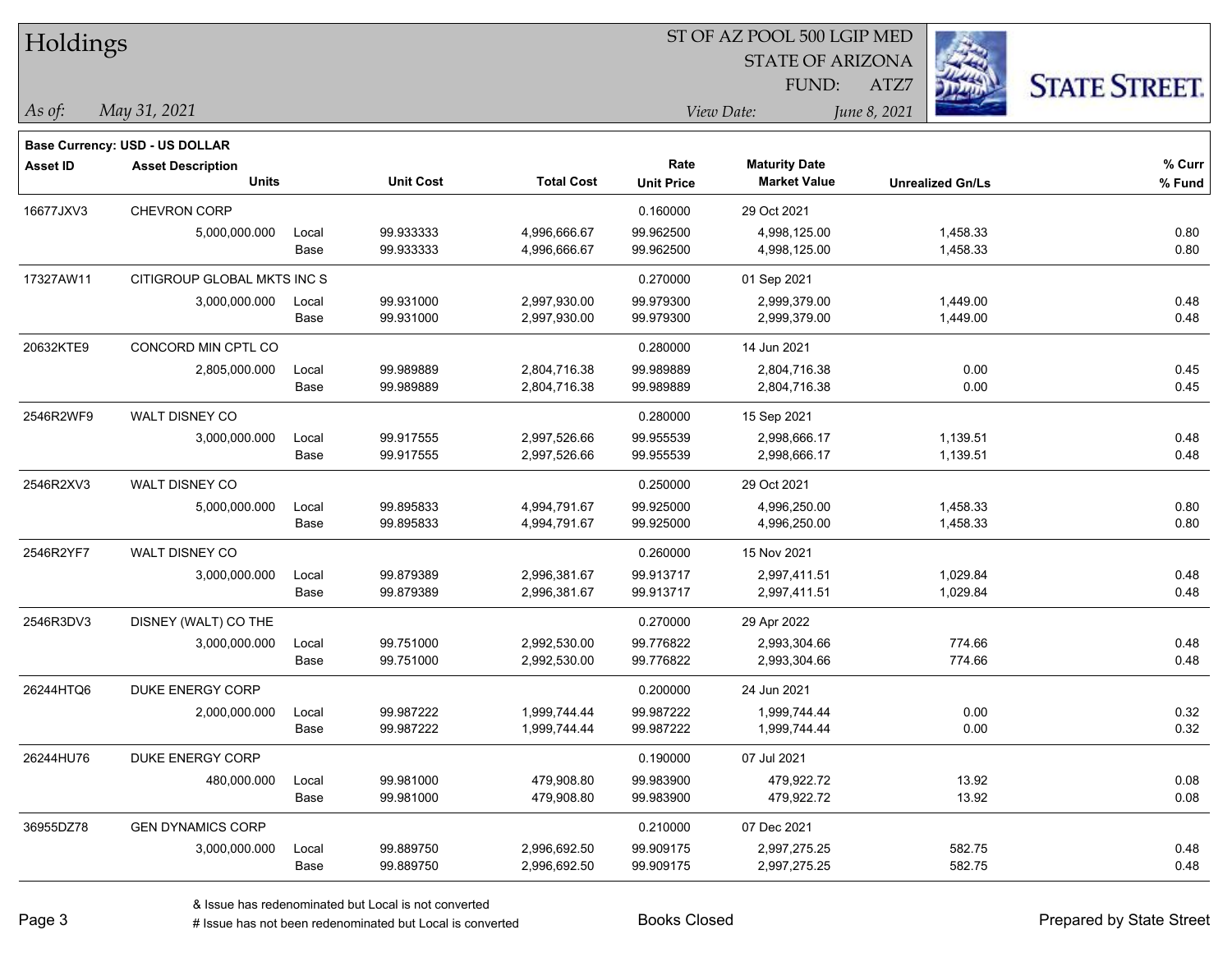# Holdings

ST OF AZ POOL 500 LGIP MED
STATE OF ARIZONA
FUND: ATZ7

*As of:* *May 31, 2021*
*View Date:* *June 8, 2021*

**Base Currency: USD - US DOLLAR**

| Asset ID | Asset Description / Units | | Unit Cost | Total Cost | Rate / Unit Price | Maturity Date / Market Value | Unrealized Gn/Ls | % Curr / % Fund |
|---|---|---|---|---|---|---|---|---|
| 16677JXV3 | CHEVRON CORP | | | | 0.160000 | 29 Oct 2021 | | |
| | 5,000,000.000 | Local | 99.933333 | 4,996,666.67 | 99.962500 | 4,998,125.00 | 1,458.33 | 0.80 |
| | | Base | 99.933333 | 4,996,666.67 | 99.962500 | 4,998,125.00 | 1,458.33 | 0.80 |
| 17327AW11 | CITIGROUP GLOBAL MKTS INC S | | | | 0.270000 | 01 Sep 2021 | | |
| | 3,000,000.000 | Local | 99.931000 | 2,997,930.00 | 99.979300 | 2,999,379.00 | 1,449.00 | 0.48 |
| | | Base | 99.931000 | 2,997,930.00 | 99.979300 | 2,999,379.00 | 1,449.00 | 0.48 |
| 20632KTE9 | CONCORD MIN CPTL CO | | | | 0.280000 | 14 Jun 2021 | | |
| | 2,805,000.000 | Local | 99.989889 | 2,804,716.38 | 99.989889 | 2,804,716.38 | 0.00 | 0.45 |
| | | Base | 99.989889 | 2,804,716.38 | 99.989889 | 2,804,716.38 | 0.00 | 0.45 |
| 2546R2WF9 | WALT DISNEY CO | | | | 0.280000 | 15 Sep 2021 | | |
| | 3,000,000.000 | Local | 99.917555 | 2,997,526.66 | 99.955539 | 2,998,666.17 | 1,139.51 | 0.48 |
| | | Base | 99.917555 | 2,997,526.66 | 99.955539 | 2,998,666.17 | 1,139.51 | 0.48 |
| 2546R2XV3 | WALT DISNEY CO | | | | 0.250000 | 29 Oct 2021 | | |
| | 5,000,000.000 | Local | 99.895833 | 4,994,791.67 | 99.925000 | 4,996,250.00 | 1,458.33 | 0.80 |
| | | Base | 99.895833 | 4,994,791.67 | 99.925000 | 4,996,250.00 | 1,458.33 | 0.80 |
| 2546R2YF7 | WALT DISNEY CO | | | | 0.260000 | 15 Nov 2021 | | |
| | 3,000,000.000 | Local | 99.879389 | 2,996,381.67 | 99.913717 | 2,997,411.51 | 1,029.84 | 0.48 |
| | | Base | 99.879389 | 2,996,381.67 | 99.913717 | 2,997,411.51 | 1,029.84 | 0.48 |
| 2546R3DV3 | DISNEY (WALT) CO THE | | | | 0.270000 | 29 Apr 2022 | | |
| | 3,000,000.000 | Local | 99.751000 | 2,992,530.00 | 99.776822 | 2,993,304.66 | 774.66 | 0.48 |
| | | Base | 99.751000 | 2,992,530.00 | 99.776822 | 2,993,304.66 | 774.66 | 0.48 |
| 26244HTQ6 | DUKE ENERGY CORP | | | | 0.200000 | 24 Jun 2021 | | |
| | 2,000,000.000 | Local | 99.987222 | 1,999,744.44 | 99.987222 | 1,999,744.44 | 0.00 | 0.32 |
| | | Base | 99.987222 | 1,999,744.44 | 99.987222 | 1,999,744.44 | 0.00 | 0.32 |
| 26244HU76 | DUKE ENERGY CORP | | | | 0.190000 | 07 Jul 2021 | | |
| | 480,000.000 | Local | 99.981000 | 479,908.80 | 99.983900 | 479,922.72 | 13.92 | 0.08 |
| | | Base | 99.981000 | 479,908.80 | 99.983900 | 479,922.72 | 13.92 | 0.08 |
| 36955DZ78 | GEN DYNAMICS CORP | | | | 0.210000 | 07 Dec 2021 | | |
| | 3,000,000.000 | Local | 99.889750 | 2,996,692.50 | 99.909175 | 2,997,275.25 | 582.75 | 0.48 |
| | | Base | 99.889750 | 2,996,692.50 | 99.909175 | 2,997,275.25 | 582.75 | 0.48 |

& Issue has redenominated but Local is not converted
# Issue has not been redenominated but Local is converted

Books Closed

Prepared by State Street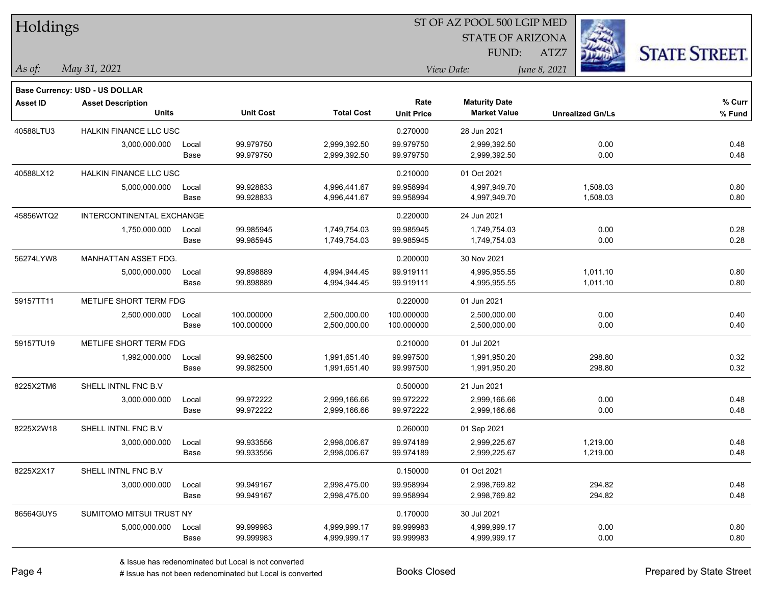# Holdings

ST OF AZ POOL 500 LGIP MED
STATE OF ARIZONA
FUND: ATZ7

*As of:* *May 31, 2021*

*View Date:* *June 8, 2021*

**Base Currency: USD - US DOLLAR**

| Asset ID | Asset Description / Units | | Unit Cost | Total Cost | Rate / Unit Price | Maturity Date / Market Value | Unrealized Gn/Ls | % Curr / % Fund |
|---|---|---|---|---|---|---|---|---|
| 40588LTU3 | HALKIN FINANCE LLC USC | | | | 0.270000 | 28 Jun 2021 | | |
| | 3,000,000.000 | Local | 99.979750 | 2,999,392.50 | 99.979750 | 2,999,392.50 | 0.00 | 0.48 |
| | | Base | 99.979750 | 2,999,392.50 | 99.979750 | 2,999,392.50 | 0.00 | 0.48 |
| 40588LX12 | HALKIN FINANCE LLC USC | | | | 0.210000 | 01 Oct 2021 | | |
| | 5,000,000.000 | Local | 99.928833 | 4,996,441.67 | 99.958994 | 4,997,949.70 | 1,508.03 | 0.80 |
| | | Base | 99.928833 | 4,996,441.67 | 99.958994 | 4,997,949.70 | 1,508.03 | 0.80 |
| 45856WTQ2 | INTERCONTINENTAL EXCHANGE | | | | 0.220000 | 24 Jun 2021 | | |
| | 1,750,000.000 | Local | 99.985945 | 1,749,754.03 | 99.985945 | 1,749,754.03 | 0.00 | 0.28 |
| | | Base | 99.985945 | 1,749,754.03 | 99.985945 | 1,749,754.03 | 0.00 | 0.28 |
| 56274LYW8 | MANHATTAN ASSET FDG. | | | | 0.200000 | 30 Nov 2021 | | |
| | 5,000,000.000 | Local | 99.898889 | 4,994,944.45 | 99.919111 | 4,995,955.55 | 1,011.10 | 0.80 |
| | | Base | 99.898889 | 4,994,944.45 | 99.919111 | 4,995,955.55 | 1,011.10 | 0.80 |
| 59157TT11 | METLIFE SHORT TERM FDG | | | | 0.220000 | 01 Jun 2021 | | |
| | 2,500,000.000 | Local | 100.000000 | 2,500,000.00 | 100.000000 | 2,500,000.00 | 0.00 | 0.40 |
| | | Base | 100.000000 | 2,500,000.00 | 100.000000 | 2,500,000.00 | 0.00 | 0.40 |
| 59157TU19 | METLIFE SHORT TERM FDG | | | | 0.210000 | 01 Jul 2021 | | |
| | 1,992,000.000 | Local | 99.982500 | 1,991,651.40 | 99.997500 | 1,991,950.20 | 298.80 | 0.32 |
| | | Base | 99.982500 | 1,991,651.40 | 99.997500 | 1,991,950.20 | 298.80 | 0.32 |
| 8225X2TM6 | SHELL INTNL FNC B.V | | | | 0.500000 | 21 Jun 2021 | | |
| | 3,000,000.000 | Local | 99.972222 | 2,999,166.66 | 99.972222 | 2,999,166.66 | 0.00 | 0.48 |
| | | Base | 99.972222 | 2,999,166.66 | 99.972222 | 2,999,166.66 | 0.00 | 0.48 |
| 8225X2W18 | SHELL INTNL FNC B.V | | | | 0.260000 | 01 Sep 2021 | | |
| | 3,000,000.000 | Local | 99.933556 | 2,998,006.67 | 99.974189 | 2,999,225.67 | 1,219.00 | 0.48 |
| | | Base | 99.933556 | 2,998,006.67 | 99.974189 | 2,999,225.67 | 1,219.00 | 0.48 |
| 8225X2X17 | SHELL INTNL FNC B.V | | | | 0.150000 | 01 Oct 2021 | | |
| | 3,000,000.000 | Local | 99.949167 | 2,998,475.00 | 99.958994 | 2,998,769.82 | 294.82 | 0.48 |
| | | Base | 99.949167 | 2,998,475.00 | 99.958994 | 2,998,769.82 | 294.82 | 0.48 |
| 86564GUY5 | SUMITOMO MITSUI TRUST NY | | | | 0.170000 | 30 Jul 2021 | | |
| | 5,000,000.000 | Local | 99.999983 | 4,999,999.17 | 99.999983 | 4,999,999.17 | 0.00 | 0.80 |
| | | Base | 99.999983 | 4,999,999.17 | 99.999983 | 4,999,999.17 | 0.00 | 0.80 |

& Issue has redenominated but Local is not converted
# Issue has not been redenominated but Local is converted

Books Closed

Prepared by State Street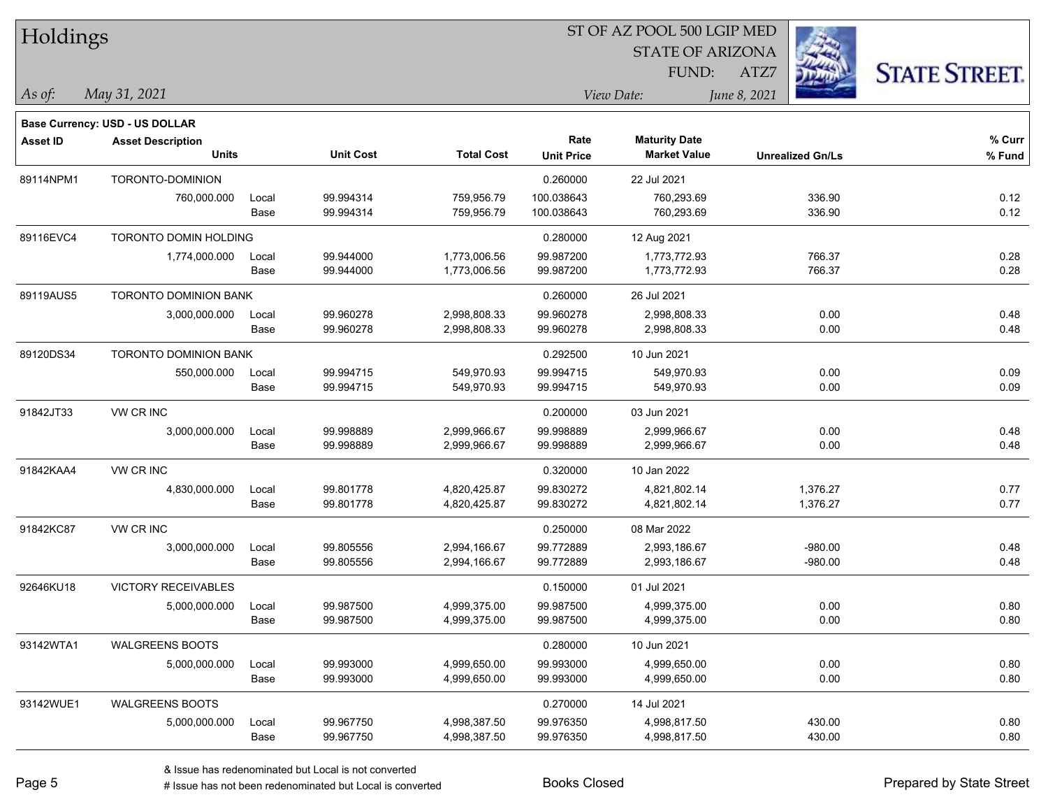# Holdings

ST OF AZ POOL 500 LGIP MED
STATE OF ARIZONA
FUND: ATZ7

*As of:* *May 31, 2021*

*View Date:* *June 8, 2021*

**Base Currency: USD - US DOLLAR**

| Asset ID | Asset Description / Units | | Unit Cost | Total Cost | Rate / Unit Price | Maturity Date / Market Value | Unrealized Gn/Ls | % Curr / % Fund |
|---|---|---|---|---|---|---|---|---|
| 89114NPM1 | TORONTO-DOMINION | | | | 0.260000 | 22 Jul 2021 | | |
| | 760,000.000 | Local | 99.994314 | 759,956.79 | 100.038643 | 760,293.69 | 336.90 | 0.12 |
| | | Base | 99.994314 | 759,956.79 | 100.038643 | 760,293.69 | 336.90 | 0.12 |
| 89116EVC4 | TORONTO DOMIN HOLDING | | | | 0.280000 | 12 Aug 2021 | | |
| | 1,774,000.000 | Local | 99.944000 | 1,773,006.56 | 99.987200 | 1,773,772.93 | 766.37 | 0.28 |
| | | Base | 99.944000 | 1,773,006.56 | 99.987200 | 1,773,772.93 | 766.37 | 0.28 |
| 89119AUS5 | TORONTO DOMINION BANK | | | | 0.260000 | 26 Jul 2021 | | |
| | 3,000,000.000 | Local | 99.960278 | 2,998,808.33 | 99.960278 | 2,998,808.33 | 0.00 | 0.48 |
| | | Base | 99.960278 | 2,998,808.33 | 99.960278 | 2,998,808.33 | 0.00 | 0.48 |
| 89120DS34 | TORONTO DOMINION BANK | | | | 0.292500 | 10 Jun 2021 | | |
| | 550,000.000 | Local | 99.994715 | 549,970.93 | 99.994715 | 549,970.93 | 0.00 | 0.09 |
| | | Base | 99.994715 | 549,970.93 | 99.994715 | 549,970.93 | 0.00 | 0.09 |
| 91842JT33 | VW CR INC | | | | 0.200000 | 03 Jun 2021 | | |
| | 3,000,000.000 | Local | 99.998889 | 2,999,966.67 | 99.998889 | 2,999,966.67 | 0.00 | 0.48 |
| | | Base | 99.998889 | 2,999,966.67 | 99.998889 | 2,999,966.67 | 0.00 | 0.48 |
| 91842KAA4 | VW CR INC | | | | 0.320000 | 10 Jan 2022 | | |
| | 4,830,000.000 | Local | 99.801778 | 4,820,425.87 | 99.830272 | 4,821,802.14 | 1,376.27 | 0.77 |
| | | Base | 99.801778 | 4,820,425.87 | 99.830272 | 4,821,802.14 | 1,376.27 | 0.77 |
| 91842KC87 | VW CR INC | | | | 0.250000 | 08 Mar 2022 | | |
| | 3,000,000.000 | Local | 99.805556 | 2,994,166.67 | 99.772889 | 2,993,186.67 | -980.00 | 0.48 |
| | | Base | 99.805556 | 2,994,166.67 | 99.772889 | 2,993,186.67 | -980.00 | 0.48 |
| 92646KU18 | VICTORY RECEIVABLES | | | | 0.150000 | 01 Jul 2021 | | |
| | 5,000,000.000 | Local | 99.987500 | 4,999,375.00 | 99.987500 | 4,999,375.00 | 0.00 | 0.80 |
| | | Base | 99.987500 | 4,999,375.00 | 99.987500 | 4,999,375.00 | 0.00 | 0.80 |
| 93142WTA1 | WALGREENS BOOTS | | | | 0.280000 | 10 Jun 2021 | | |
| | 5,000,000.000 | Local | 99.993000 | 4,999,650.00 | 99.993000 | 4,999,650.00 | 0.00 | 0.80 |
| | | Base | 99.993000 | 4,999,650.00 | 99.993000 | 4,999,650.00 | 0.00 | 0.80 |
| 93142WUE1 | WALGREENS BOOTS | | | | 0.270000 | 14 Jul 2021 | | |
| | 5,000,000.000 | Local | 99.967750 | 4,998,387.50 | 99.976350 | 4,998,817.50 | 430.00 | 0.80 |
| | | Base | 99.967750 | 4,998,387.50 | 99.976350 | 4,998,817.50 | 430.00 | 0.80 |

& Issue has redenominated but Local is not converted
# Issue has not been redenominated but Local is converted

Books Closed

Prepared by State Street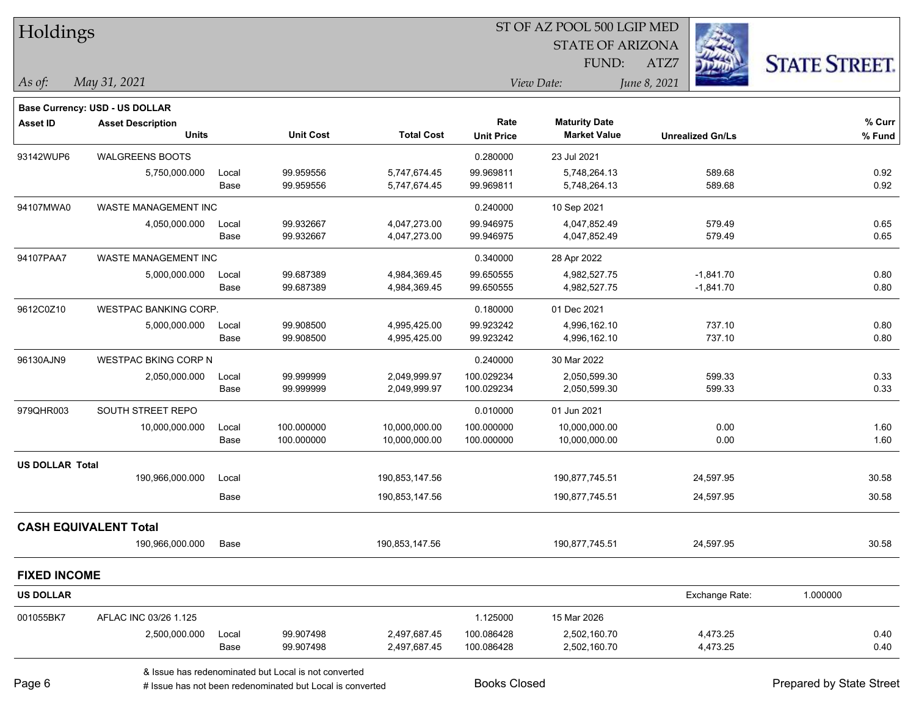# Holdings

ST OF AZ POOL 500 LGIP MED
STATE OF ARIZONA
FUND: ATZ7

*As of:* *May 31, 2021*
*View Date:* *June 8, 2021*

**Base Currency: USD - US DOLLAR**

| Asset ID | Asset Description / Units | | Unit Cost | Total Cost | Rate / Unit Price | Maturity Date / Market Value | Unrealized Gn/Ls | % Curr / % Fund |
|---|---|---|---|---|---|---|---|---|
| 93142WUP6 | WALGREENS BOOTS | | | | 0.280000 | 23 Jul 2021 | | |
| | 5,750,000.000 | Local | 99.959556 | 5,747,674.45 | 99.969811 | 5,748,264.13 | 589.68 | 0.92 |
| | | Base | 99.959556 | 5,747,674.45 | 99.969811 | 5,748,264.13 | 589.68 | 0.92 |
| 94107MWA0 | WASTE MANAGEMENT INC | | | | 0.240000 | 10 Sep 2021 | | |
| | 4,050,000.000 | Local | 99.932667 | 4,047,273.00 | 99.946975 | 4,047,852.49 | 579.49 | 0.65 |
| | | Base | 99.932667 | 4,047,273.00 | 99.946975 | 4,047,852.49 | 579.49 | 0.65 |
| 94107PAA7 | WASTE MANAGEMENT INC | | | | 0.340000 | 28 Apr 2022 | | |
| | 5,000,000.000 | Local | 99.687389 | 4,984,369.45 | 99.650555 | 4,982,527.75 | -1,841.70 | 0.80 |
| | | Base | 99.687389 | 4,984,369.45 | 99.650555 | 4,982,527.75 | -1,841.70 | 0.80 |
| 9612C0Z10 | WESTPAC BANKING CORP. | | | | 0.180000 | 01 Dec 2021 | | |
| | 5,000,000.000 | Local | 99.908500 | 4,995,425.00 | 99.923242 | 4,996,162.10 | 737.10 | 0.80 |
| | | Base | 99.908500 | 4,995,425.00 | 99.923242 | 4,996,162.10 | 737.10 | 0.80 |
| 96130AJN9 | WESTPAC BKING CORP N | | | | 0.240000 | 30 Mar 2022 | | |
| | 2,050,000.000 | Local | 99.999999 | 2,049,999.97 | 100.029234 | 2,050,599.30 | 599.33 | 0.33 |
| | | Base | 99.999999 | 2,049,999.97 | 100.029234 | 2,050,599.30 | 599.33 | 0.33 |
| 979QHR003 | SOUTH STREET REPO | | | | 0.010000 | 01 Jun 2021 | | |
| | 10,000,000.000 | Local | 100.000000 | 10,000,000.00 | 100.000000 | 10,000,000.00 | 0.00 | 1.60 |
| | | Base | 100.000000 | 10,000,000.00 | 100.000000 | 10,000,000.00 | 0.00 | 1.60 |
| **US DOLLAR Total** | | | | | | | | |
| | 190,966,000.000 | Local | | 190,853,147.56 | | 190,877,745.51 | 24,597.95 | 30.58 |
| | | Base | | 190,853,147.56 | | 190,877,745.51 | 24,597.95 | 30.58 |

## CASH EQUIVALENT Total

| | Units | | Total Cost | Market Value | Unrealized Gn/Ls | % Fund |
|---|---|---|---|---|---|---|
| | 190,966,000.000 | Base | 190,853,147.56 | 190,877,745.51 | 24,597.95 | 30.58 |

## FIXED INCOME

**US DOLLAR** — Exchange Rate: 1.000000

| Asset ID | Asset Description / Units | | Unit Cost | Total Cost | Rate / Unit Price | Maturity Date / Market Value | Unrealized Gn/Ls | % Curr / % Fund |
|---|---|---|---|---|---|---|---|---|
| 001055BK7 | AFLAC INC 03/26 1.125 | | | | 1.125000 | 15 Mar 2026 | | |
| | 2,500,000.000 | Local | 99.907498 | 2,497,687.45 | 100.086428 | 2,502,160.70 | 4,473.25 | 0.40 |
| | | Base | 99.907498 | 2,497,687.45 | 100.086428 | 2,502,160.70 | 4,473.25 | 0.40 |

& Issue has redenominated but Local is not converted
# Issue has not been redenominated but Local is converted

Books Closed

Prepared by State Street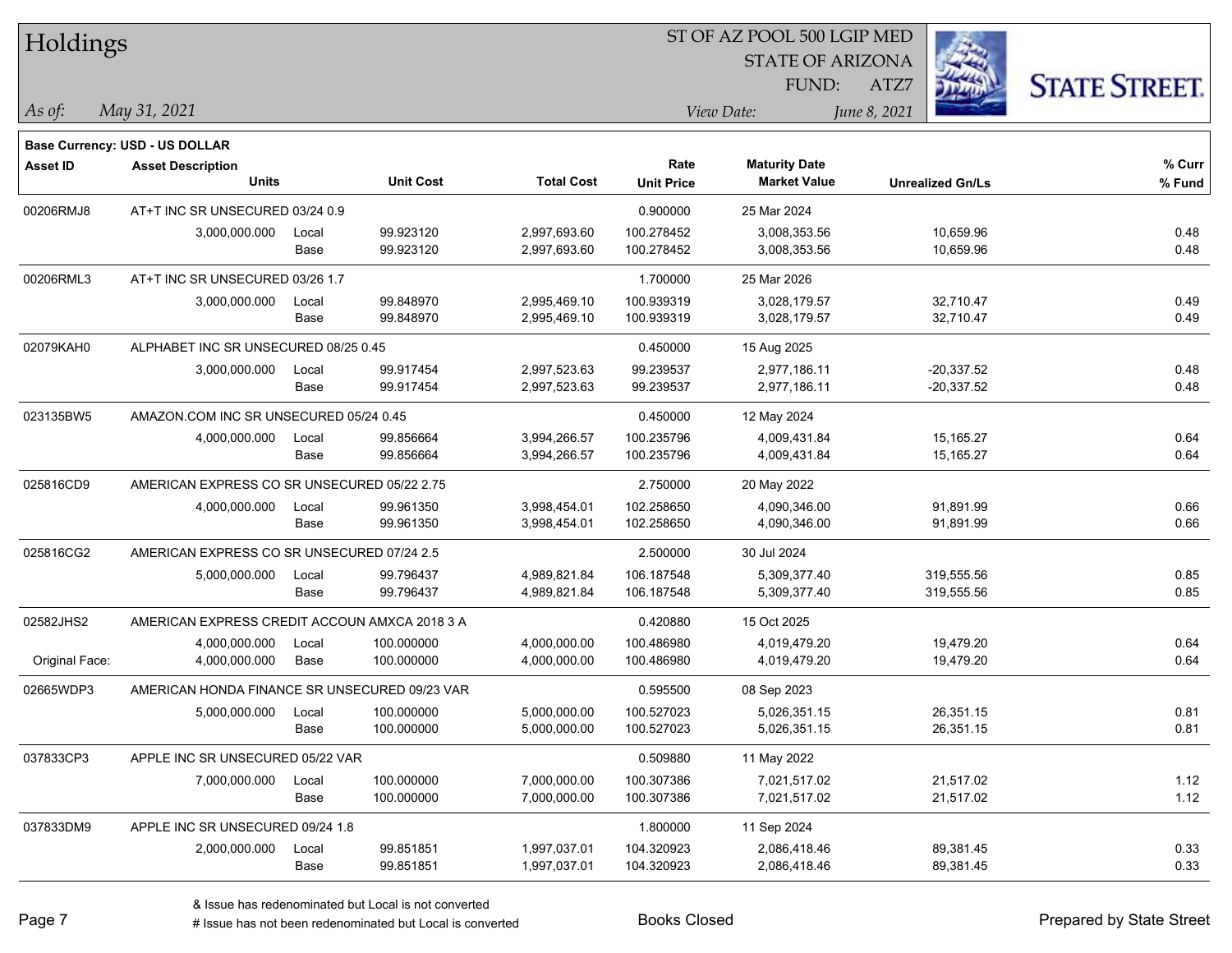**Base Currency: USD - US DOLLAR**

| Asset ID | Asset Description / Units | | Unit Cost | Total Cost | Rate / Unit Price | Maturity Date / Market Value | Unrealized Gn/Ls | % Curr / % Fund |
|---|---|---|---|---|---|---|---|---|
| 00206RMJ8 | AT+T INC SR UNSECURED 03/24 0.9 | | | | 0.900000 | 25 Mar 2024 | | |
| | 3,000,000.000 | Local | 99.923120 | 2,997,693.60 | 100.278452 | 3,008,353.56 | 10,659.96 | 0.48 |
| | | Base | 99.923120 | 2,997,693.60 | 100.278452 | 3,008,353.56 | 10,659.96 | 0.48 |
| 00206RML3 | AT+T INC SR UNSECURED 03/26 1.7 | | | | 1.700000 | 25 Mar 2026 | | |
| | 3,000,000.000 | Local | 99.848970 | 2,995,469.10 | 100.939319 | 3,028,179.57 | 32,710.47 | 0.49 |
| | | Base | 99.848970 | 2,995,469.10 | 100.939319 | 3,028,179.57 | 32,710.47 | 0.49 |
| 02079KAH0 | ALPHABET INC SR UNSECURED 08/25 0.45 | | | | 0.450000 | 15 Aug 2025 | | |
| | 3,000,000.000 | Local | 99.917454 | 2,997,523.63 | 99.239537 | 2,977,186.11 | -20,337.52 | 0.48 |
| | | Base | 99.917454 | 2,997,523.63 | 99.239537 | 2,977,186.11 | -20,337.52 | 0.48 |
| 023135BW5 | AMAZON.COM INC SR UNSECURED 05/24 0.45 | | | | 0.450000 | 12 May 2024 | | |
| | 4,000,000.000 | Local | 99.856664 | 3,994,266.57 | 100.235796 | 4,009,431.84 | 15,165.27 | 0.64 |
| | | Base | 99.856664 | 3,994,266.57 | 100.235796 | 4,009,431.84 | 15,165.27 | 0.64 |
| 025816CD9 | AMERICAN EXPRESS CO SR UNSECURED 05/22 2.75 | | | | 2.750000 | 20 May 2022 | | |
| | 4,000,000.000 | Local | 99.961350 | 3,998,454.01 | 102.258650 | 4,090,346.00 | 91,891.99 | 0.66 |
| | | Base | 99.961350 | 3,998,454.01 | 102.258650 | 4,090,346.00 | 91,891.99 | 0.66 |
| 025816CG2 | AMERICAN EXPRESS CO SR UNSECURED 07/24 2.5 | | | | 2.500000 | 30 Jul 2024 | | |
| | 5,000,000.000 | Local | 99.796437 | 4,989,821.84 | 106.187548 | 5,309,377.40 | 319,555.56 | 0.85 |
| | | Base | 99.796437 | 4,989,821.84 | 106.187548 | 5,309,377.40 | 319,555.56 | 0.85 |
| 02582JHS2 | AMERICAN EXPRESS CREDIT ACCOUN AMXCA 2018 3 A | | | | 0.420880 | 15 Oct 2025 | | |
| | 4,000,000.000 | Local | 100.000000 | 4,000,000.00 | 100.486980 | 4,019,479.20 | 19,479.20 | 0.64 |
| Original Face: | 4,000,000.000 | Base | 100.000000 | 4,000,000.00 | 100.486980 | 4,019,479.20 | 19,479.20 | 0.64 |
| 02665WDP3 | AMERICAN HONDA FINANCE SR UNSECURED 09/23 VAR | | | | 0.595500 | 08 Sep 2023 | | |
| | 5,000,000.000 | Local | 100.000000 | 5,000,000.00 | 100.527023 | 5,026,351.15 | 26,351.15 | 0.81 |
| | | Base | 100.000000 | 5,000,000.00 | 100.527023 | 5,026,351.15 | 26,351.15 | 0.81 |
| 037833CP3 | APPLE INC SR UNSECURED 05/22 VAR | | | | 0.509880 | 11 May 2022 | | |
| | 7,000,000.000 | Local | 100.000000 | 7,000,000.00 | 100.307386 | 7,021,517.02 | 21,517.02 | 1.12 |
| | | Base | 100.000000 | 7,000,000.00 | 100.307386 | 7,021,517.02 | 21,517.02 | 1.12 |
| 037833DM9 | APPLE INC SR UNSECURED 09/24 1.8 | | | | 1.800000 | 11 Sep 2024 | | |
| | 2,000,000.000 | Local | 99.851851 | 1,997,037.01 | 104.320923 | 2,086,418.46 | 89,381.45 | 0.33 |
| | | Base | 99.851851 | 1,997,037.01 | 104.320923 | 2,086,418.46 | 89,381.45 | 0.33 |

& Issue has redenominated but Local is not converted

# Issue has not been redenominated but Local is converted

Books Closed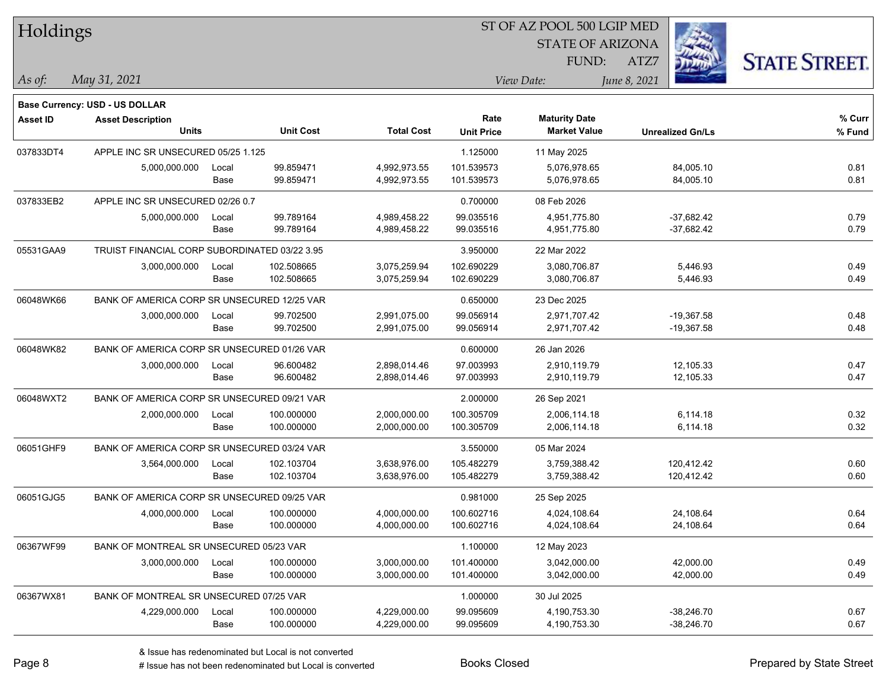# Holdings

ST OF AZ POOL 500 LGIP MED
STATE OF ARIZONA
FUND: ATZ7

*As of:* *May 31, 2021*

*View Date:* *June 8, 2021*

**Base Currency: USD - US DOLLAR**

| Asset ID | Asset Description / Units | | Unit Cost | Total Cost | Rate / Unit Price | Maturity Date / Market Value | Unrealized Gn/Ls | % Curr / % Fund |
|---|---|---|---|---|---|---|---|---|
| 037833DT4 | APPLE INC SR UNSECURED 05/25 1.125 | | | | 1.125000 | 11 May 2025 | | |
| | 5,000,000.000 | Local | 99.859471 | 4,992,973.55 | 101.539573 | 5,076,978.65 | 84,005.10 | 0.81 |
| | | Base | 99.859471 | 4,992,973.55 | 101.539573 | 5,076,978.65 | 84,005.10 | 0.81 |
| 037833EB2 | APPLE INC SR UNSECURED 02/26 0.7 | | | | 0.700000 | 08 Feb 2026 | | |
| | 5,000,000.000 | Local | 99.789164 | 4,989,458.22 | 99.035516 | 4,951,775.80 | -37,682.42 | 0.79 |
| | | Base | 99.789164 | 4,989,458.22 | 99.035516 | 4,951,775.80 | -37,682.42 | 0.79 |
| 05531GAA9 | TRUIST FINANCIAL CORP SUBORDINATED 03/22 3.95 | | | | 3.950000 | 22 Mar 2022 | | |
| | 3,000,000.000 | Local | 102.508665 | 3,075,259.94 | 102.690229 | 3,080,706.87 | 5,446.93 | 0.49 |
| | | Base | 102.508665 | 3,075,259.94 | 102.690229 | 3,080,706.87 | 5,446.93 | 0.49 |
| 06048WK66 | BANK OF AMERICA CORP SR UNSECURED 12/25 VAR | | | | 0.650000 | 23 Dec 2025 | | |
| | 3,000,000.000 | Local | 99.702500 | 2,991,075.00 | 99.056914 | 2,971,707.42 | -19,367.58 | 0.48 |
| | | Base | 99.702500 | 2,991,075.00 | 99.056914 | 2,971,707.42 | -19,367.58 | 0.48 |
| 06048WK82 | BANK OF AMERICA CORP SR UNSECURED 01/26 VAR | | | | 0.600000 | 26 Jan 2026 | | |
| | 3,000,000.000 | Local | 96.600482 | 2,898,014.46 | 97.003993 | 2,910,119.79 | 12,105.33 | 0.47 |
| | | Base | 96.600482 | 2,898,014.46 | 97.003993 | 2,910,119.79 | 12,105.33 | 0.47 |
| 06048WXT2 | BANK OF AMERICA CORP SR UNSECURED 09/21 VAR | | | | 2.000000 | 26 Sep 2021 | | |
| | 2,000,000.000 | Local | 100.000000 | 2,000,000.00 | 100.305709 | 2,006,114.18 | 6,114.18 | 0.32 |
| | | Base | 100.000000 | 2,000,000.00 | 100.305709 | 2,006,114.18 | 6,114.18 | 0.32 |
| 06051GHF9 | BANK OF AMERICA CORP SR UNSECURED 03/24 VAR | | | | 3.550000 | 05 Mar 2024 | | |
| | 3,564,000.000 | Local | 102.103704 | 3,638,976.00 | 105.482279 | 3,759,388.42 | 120,412.42 | 0.60 |
| | | Base | 102.103704 | 3,638,976.00 | 105.482279 | 3,759,388.42 | 120,412.42 | 0.60 |
| 06051GJG5 | BANK OF AMERICA CORP SR UNSECURED 09/25 VAR | | | | 0.981000 | 25 Sep 2025 | | |
| | 4,000,000.000 | Local | 100.000000 | 4,000,000.00 | 100.602716 | 4,024,108.64 | 24,108.64 | 0.64 |
| | | Base | 100.000000 | 4,000,000.00 | 100.602716 | 4,024,108.64 | 24,108.64 | 0.64 |
| 06367WF99 | BANK OF MONTREAL SR UNSECURED 05/23 VAR | | | | 1.100000 | 12 May 2023 | | |
| | 3,000,000.000 | Local | 100.000000 | 3,000,000.00 | 101.400000 | 3,042,000.00 | 42,000.00 | 0.49 |
| | | Base | 100.000000 | 3,000,000.00 | 101.400000 | 3,042,000.00 | 42,000.00 | 0.49 |
| 06367WX81 | BANK OF MONTREAL SR UNSECURED 07/25 VAR | | | | 1.000000 | 30 Jul 2025 | | |
| | 4,229,000.000 | Local | 100.000000 | 4,229,000.00 | 99.095609 | 4,190,753.30 | -38,246.70 | 0.67 |
| | | Base | 100.000000 | 4,229,000.00 | 99.095609 | 4,190,753.30 | -38,246.70 | 0.67 |

& Issue has redenominated but Local is not converted
# Issue has not been redenominated but Local is converted

Books Closed

Prepared by State Street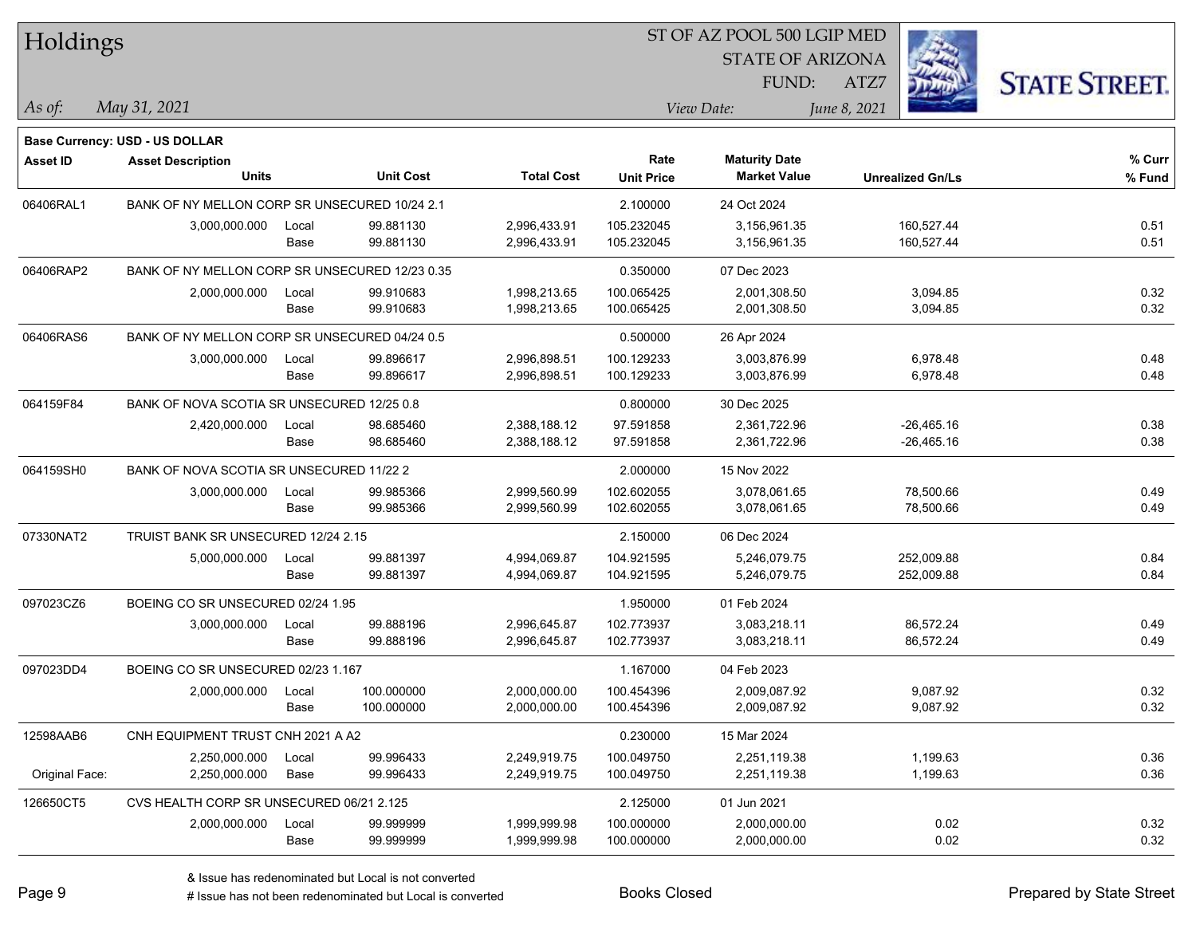# Holdings

ST OF AZ POOL 500 LGIP MED
STATE OF ARIZONA
FUND: ATZ7

*As of: May 31, 2021*

*View Date: June 8, 2021*

**Base Currency: USD - US DOLLAR**

| Asset ID | Asset Description / Units | | Unit Cost | Total Cost | Rate / Unit Price | Maturity Date / Market Value | Unrealized Gn/Ls | % Curr / % Fund |
|---|---|---|---|---|---|---|---|---|
| 06406RAL1 | BANK OF NY MELLON CORP SR UNSECURED 10/24 2.1 | | | | 2.100000 | 24 Oct 2024 | | |
| | 3,000,000.000 | Local | 99.881130 | 2,996,433.91 | 105.232045 | 3,156,961.35 | 160,527.44 | 0.51 |
| | | Base | 99.881130 | 2,996,433.91 | 105.232045 | 3,156,961.35 | 160,527.44 | 0.51 |
| 06406RAP2 | BANK OF NY MELLON CORP SR UNSECURED 12/23 0.35 | | | | 0.350000 | 07 Dec 2023 | | |
| | 2,000,000.000 | Local | 99.910683 | 1,998,213.65 | 100.065425 | 2,001,308.50 | 3,094.85 | 0.32 |
| | | Base | 99.910683 | 1,998,213.65 | 100.065425 | 2,001,308.50 | 3,094.85 | 0.32 |
| 06406RAS6 | BANK OF NY MELLON CORP SR UNSECURED 04/24 0.5 | | | | 0.500000 | 26 Apr 2024 | | |
| | 3,000,000.000 | Local | 99.896617 | 2,996,898.51 | 100.129233 | 3,003,876.99 | 6,978.48 | 0.48 |
| | | Base | 99.896617 | 2,996,898.51 | 100.129233 | 3,003,876.99 | 6,978.48 | 0.48 |
| 064159F84 | BANK OF NOVA SCOTIA SR UNSECURED 12/25 0.8 | | | | 0.800000 | 30 Dec 2025 | | |
| | 2,420,000.000 | Local | 98.685460 | 2,388,188.12 | 97.591858 | 2,361,722.96 | -26,465.16 | 0.38 |
| | | Base | 98.685460 | 2,388,188.12 | 97.591858 | 2,361,722.96 | -26,465.16 | 0.38 |
| 064159SH0 | BANK OF NOVA SCOTIA SR UNSECURED 11/22 2 | | | | 2.000000 | 15 Nov 2022 | | |
| | 3,000,000.000 | Local | 99.985366 | 2,999,560.99 | 102.602055 | 3,078,061.65 | 78,500.66 | 0.49 |
| | | Base | 99.985366 | 2,999,560.99 | 102.602055 | 3,078,061.65 | 78,500.66 | 0.49 |
| 07330NAT2 | TRUIST BANK SR UNSECURED 12/24 2.15 | | | | 2.150000 | 06 Dec 2024 | | |
| | 5,000,000.000 | Local | 99.881397 | 4,994,069.87 | 104.921595 | 5,246,079.75 | 252,009.88 | 0.84 |
| | | Base | 99.881397 | 4,994,069.87 | 104.921595 | 5,246,079.75 | 252,009.88 | 0.84 |
| 097023CZ6 | BOEING CO SR UNSECURED 02/24 1.95 | | | | 1.950000 | 01 Feb 2024 | | |
| | 3,000,000.000 | Local | 99.888196 | 2,996,645.87 | 102.773937 | 3,083,218.11 | 86,572.24 | 0.49 |
| | | Base | 99.888196 | 2,996,645.87 | 102.773937 | 3,083,218.11 | 86,572.24 | 0.49 |
| 097023DD4 | BOEING CO SR UNSECURED 02/23 1.167 | | | | 1.167000 | 04 Feb 2023 | | |
| | 2,000,000.000 | Local | 100.000000 | 2,000,000.00 | 100.454396 | 2,009,087.92 | 9,087.92 | 0.32 |
| | | Base | 100.000000 | 2,000,000.00 | 100.454396 | 2,009,087.92 | 9,087.92 | 0.32 |
| 12598AAB6 | CNH EQUIPMENT TRUST CNH 2021 A A2 | | | | 0.230000 | 15 Mar 2024 | | |
| | 2,250,000.000 | Local | 99.996433 | 2,249,919.75 | 100.049750 | 2,251,119.38 | 1,199.63 | 0.36 |
| Original Face: | 2,250,000.000 | Base | 99.996433 | 2,249,919.75 | 100.049750 | 2,251,119.38 | 1,199.63 | 0.36 |
| 126650CT5 | CVS HEALTH CORP SR UNSECURED 06/21 2.125 | | | | 2.125000 | 01 Jun 2021 | | |
| | 2,000,000.000 | Local | 99.999999 | 1,999,999.98 | 100.000000 | 2,000,000.00 | 0.02 | 0.32 |
| | | Base | 99.999999 | 1,999,999.98 | 100.000000 | 2,000,000.00 | 0.02 | 0.32 |

& Issue has redenominated but Local is not converted
# Issue has not been redenominated but Local is converted

Books Closed

Prepared by State Street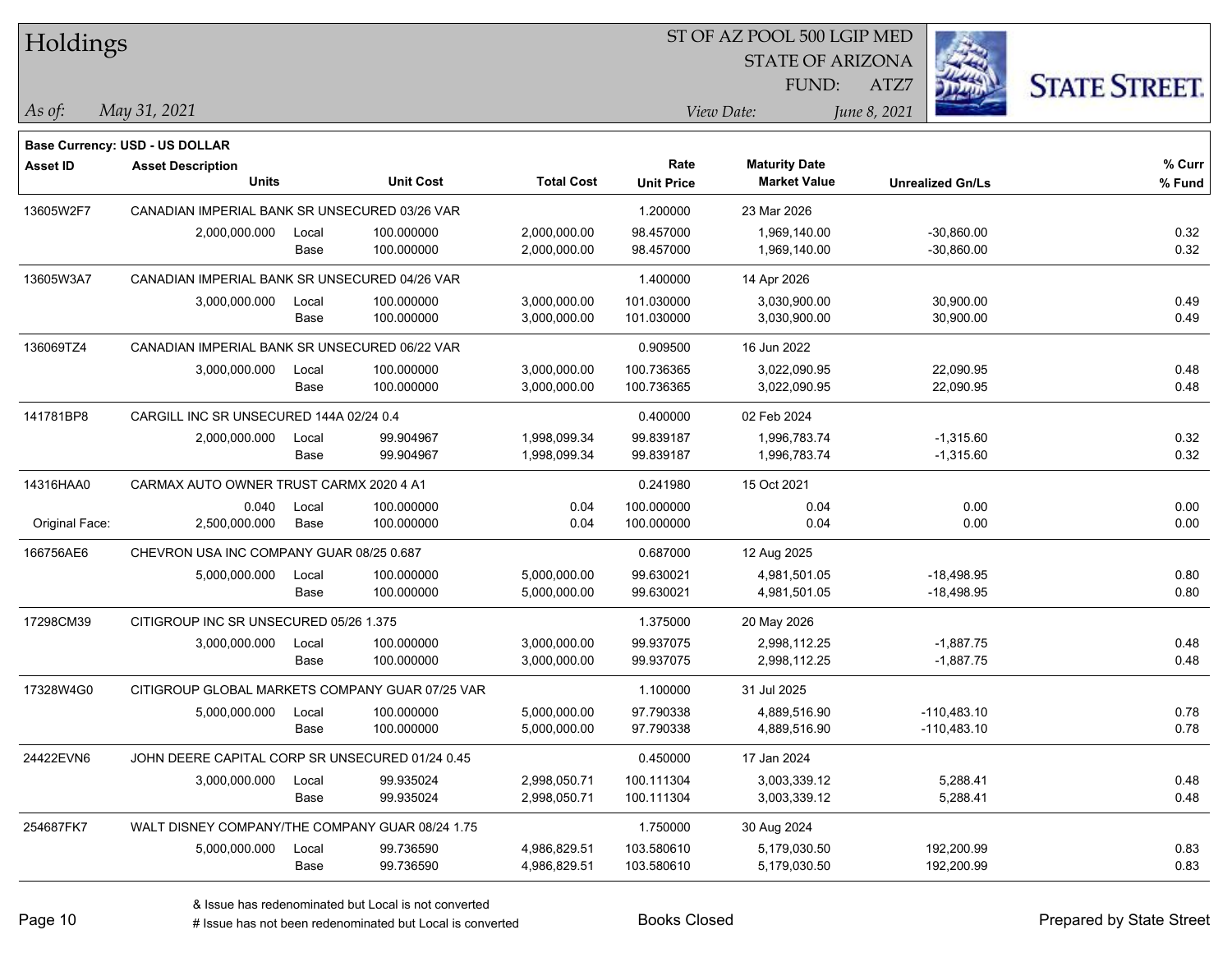# Holdings

ST OF AZ POOL 500 LGIP MED
STATE OF ARIZONA
FUND: ATZ7

*As of:* *May 31, 2021*

*View Date:* *June 8, 2021*

**Base Currency: USD - US DOLLAR**

| Asset ID | Asset Description Units | | Unit Cost | Total Cost | Rate Unit Price | Maturity Date Market Value | Unrealized Gn/Ls | % Curr % Fund |
|---|---|---|---|---|---|---|---|---|
| 13605W2F7 | CANADIAN IMPERIAL BANK SR UNSECURED 03/26 VAR | | | | 1.200000 | 23 Mar 2026 | | |
| | 2,000,000.000 | Local | 100.000000 | 2,000,000.00 | 98.457000 | 1,969,140.00 | -30,860.00 | 0.32 |
| | | Base | 100.000000 | 2,000,000.00 | 98.457000 | 1,969,140.00 | -30,860.00 | 0.32 |
| 13605W3A7 | CANADIAN IMPERIAL BANK SR UNSECURED 04/26 VAR | | | | 1.400000 | 14 Apr 2026 | | |
| | 3,000,000.000 | Local | 100.000000 | 3,000,000.00 | 101.030000 | 3,030,900.00 | 30,900.00 | 0.49 |
| | | Base | 100.000000 | 3,000,000.00 | 101.030000 | 3,030,900.00 | 30,900.00 | 0.49 |
| 136069TZ4 | CANADIAN IMPERIAL BANK SR UNSECURED 06/22 VAR | | | | 0.909500 | 16 Jun 2022 | | |
| | 3,000,000.000 | Local | 100.000000 | 3,000,000.00 | 100.736365 | 3,022,090.95 | 22,090.95 | 0.48 |
| | | Base | 100.000000 | 3,000,000.00 | 100.736365 | 3,022,090.95 | 22,090.95 | 0.48 |
| 141781BP8 | CARGILL INC SR UNSECURED 144A 02/24 0.4 | | | | 0.400000 | 02 Feb 2024 | | |
| | 2,000,000.000 | Local | 99.904967 | 1,998,099.34 | 99.839187 | 1,996,783.74 | -1,315.60 | 0.32 |
| | | Base | 99.904967 | 1,998,099.34 | 99.839187 | 1,996,783.74 | -1,315.60 | 0.32 |
| 14316HAA0 | CARMAX AUTO OWNER TRUST CARMX 2020 4 A1 | | | | 0.241980 | 15 Oct 2021 | | |
| | 0.040 | Local | 100.000000 | 0.04 | 100.000000 | 0.04 | 0.00 | 0.00 |
| Original Face: | 2,500,000.000 | Base | 100.000000 | 0.04 | 100.000000 | 0.04 | 0.00 | 0.00 |
| 166756AE6 | CHEVRON USA INC COMPANY GUAR 08/25 0.687 | | | | 0.687000 | 12 Aug 2025 | | |
| | 5,000,000.000 | Local | 100.000000 | 5,000,000.00 | 99.630021 | 4,981,501.05 | -18,498.95 | 0.80 |
| | | Base | 100.000000 | 5,000,000.00 | 99.630021 | 4,981,501.05 | -18,498.95 | 0.80 |
| 17298CM39 | CITIGROUP INC SR UNSECURED 05/26 1.375 | | | | 1.375000 | 20 May 2026 | | |
| | 3,000,000.000 | Local | 100.000000 | 3,000,000.00 | 99.937075 | 2,998,112.25 | -1,887.75 | 0.48 |
| | | Base | 100.000000 | 3,000,000.00 | 99.937075 | 2,998,112.25 | -1,887.75 | 0.48 |
| 17328W4G0 | CITIGROUP GLOBAL MARKETS COMPANY GUAR 07/25 VAR | | | | 1.100000 | 31 Jul 2025 | | |
| | 5,000,000.000 | Local | 100.000000 | 5,000,000.00 | 97.790338 | 4,889,516.90 | -110,483.10 | 0.78 |
| | | Base | 100.000000 | 5,000,000.00 | 97.790338 | 4,889,516.90 | -110,483.10 | 0.78 |
| 24422EVN6 | JOHN DEERE CAPITAL CORP SR UNSECURED 01/24 0.45 | | | | 0.450000 | 17 Jan 2024 | | |
| | 3,000,000.000 | Local | 99.935024 | 2,998,050.71 | 100.111304 | 3,003,339.12 | 5,288.41 | 0.48 |
| | | Base | 99.935024 | 2,998,050.71 | 100.111304 | 3,003,339.12 | 5,288.41 | 0.48 |
| 254687FK7 | WALT DISNEY COMPANY/THE COMPANY GUAR 08/24 1.75 | | | | 1.750000 | 30 Aug 2024 | | |
| | 5,000,000.000 | Local | 99.736590 | 4,986,829.51 | 103.580610 | 5,179,030.50 | 192,200.99 | 0.83 |
| | | Base | 99.736590 | 4,986,829.51 | 103.580610 | 5,179,030.50 | 192,200.99 | 0.83 |

& Issue has redenominated but Local is not converted
# Issue has not been redenominated but Local is converted

Books Closed

Prepared by State Street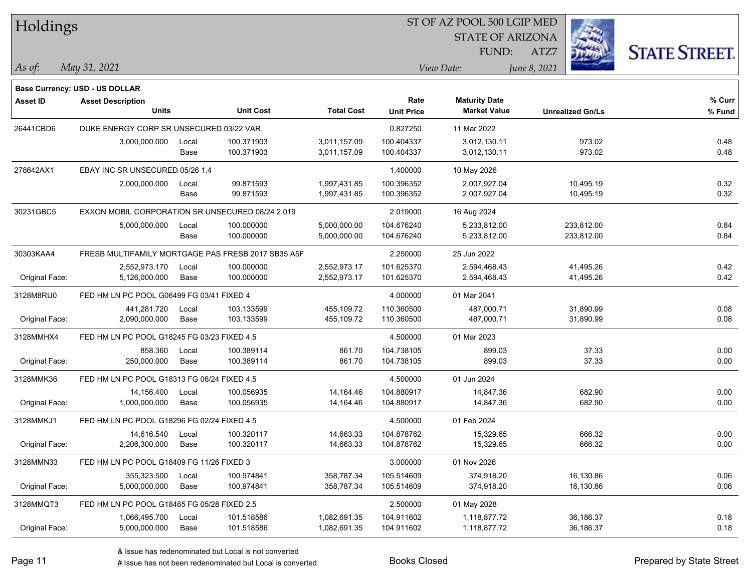# Holdings

ST OF AZ POOL 500 LGIP MED
STATE OF ARIZONA
FUND: ATZ7

*As of:* May 31, 2021
*View Date:* June 8, 2021

**Base Currency: USD - US DOLLAR**

| Asset ID | Asset Description / Units | | Unit Cost | Total Cost | Rate / Unit Price | Maturity Date / Market Value | Unrealized Gn/Ls | % Curr / % Fund |
|---|---|---|---|---|---|---|---|---|
| 26441CBD6 | DUKE ENERGY CORP SR UNSECURED 03/22 VAR | | | | 0.827250 | 11 Mar 2022 | | |
| | 3,000,000.000 | Local | 100.371903 | 3,011,157.09 | 100.404337 | 3,012,130.11 | 973.02 | 0.48 |
| | | Base | 100.371903 | 3,011,157.09 | 100.404337 | 3,012,130.11 | 973.02 | 0.48 |
| 278642AX1 | EBAY INC SR UNSECURED 05/26 1.4 | | | | 1.400000 | 10 May 2026 | | |
| | 2,000,000.000 | Local | 99.871593 | 1,997,431.85 | 100.396352 | 2,007,927.04 | 10,495.19 | 0.32 |
| | | Base | 99.871593 | 1,997,431.85 | 100.396352 | 2,007,927.04 | 10,495.19 | 0.32 |
| 30231GBC5 | EXXON MOBIL CORPORATION SR UNSECURED 08/24 2.019 | | | | 2.019000 | 16 Aug 2024 | | |
| | 5,000,000.000 | Local | 100.000000 | 5,000,000.00 | 104.676240 | 5,233,812.00 | 233,812.00 | 0.84 |
| | | Base | 100.000000 | 5,000,000.00 | 104.676240 | 5,233,812.00 | 233,812.00 | 0.84 |
| 30303KAA4 | FRESB MULTIFAMILY MORTGAGE PAS FRESB 2017 SB35 A5F | | | | 2.250000 | 25 Jun 2022 | | |
| | 2,552,973.170 | Local | 100.000000 | 2,552,973.17 | 101.625370 | 2,594,468.43 | 41,495.26 | 0.42 |
| Original Face: | 5,126,000.000 | Base | 100.000000 | 2,552,973.17 | 101.625370 | 2,594,468.43 | 41,495.26 | 0.42 |
| 3128M8RU0 | FED HM LN PC POOL G06499 FG 03/41 FIXED 4 | | | | 4.000000 | 01 Mar 2041 | | |
| | 441,281.720 | Local | 103.133599 | 455,109.72 | 110.360500 | 487,000.71 | 31,890.99 | 0.08 |
| Original Face: | 2,090,000.000 | Base | 103.133599 | 455,109.72 | 110.360500 | 487,000.71 | 31,890.99 | 0.08 |
| 3128MMHX4 | FED HM LN PC POOL G18245 FG 03/23 FIXED 4.5 | | | | 4.500000 | 01 Mar 2023 | | |
| | 858.360 | Local | 100.389114 | 861.70 | 104.738105 | 899.03 | 37.33 | 0.00 |
| Original Face: | 250,000.000 | Base | 100.389114 | 861.70 | 104.738105 | 899.03 | 37.33 | 0.00 |
| 3128MMK36 | FED HM LN PC POOL G18313 FG 06/24 FIXED 4.5 | | | | 4.500000 | 01 Jun 2024 | | |
| | 14,156.400 | Local | 100.056935 | 14,164.46 | 104.880917 | 14,847.36 | 682.90 | 0.00 |
| Original Face: | 1,000,000.000 | Base | 100.056935 | 14,164.46 | 104.880917 | 14,847.36 | 682.90 | 0.00 |
| 3128MMKJ1 | FED HM LN PC POOL G18296 FG 02/24 FIXED 4.5 | | | | 4.500000 | 01 Feb 2024 | | |
| | 14,616.540 | Local | 100.320117 | 14,663.33 | 104.878762 | 15,329.65 | 666.32 | 0.00 |
| Original Face: | 2,206,300.000 | Base | 100.320117 | 14,663.33 | 104.878762 | 15,329.65 | 666.32 | 0.00 |
| 3128MMN33 | FED HM LN PC POOL G18409 FG 11/26 FIXED 3 | | | | 3.000000 | 01 Nov 2026 | | |
| | 355,323.500 | Local | 100.974841 | 358,787.34 | 105.514609 | 374,918.20 | 16,130.86 | 0.06 |
| Original Face: | 5,000,000.000 | Base | 100.974841 | 358,787.34 | 105.514609 | 374,918.20 | 16,130.86 | 0.06 |
| 3128MMQT3 | FED HM LN PC POOL G18465 FG 05/28 FIXED 2.5 | | | | 2.500000 | 01 May 2028 | | |
| | 1,066,495.700 | Local | 101.518586 | 1,082,691.35 | 104.911602 | 1,118,877.72 | 36,186.37 | 0.18 |
| Original Face: | 5,000,000.000 | Base | 101.518586 | 1,082,691.35 | 104.911602 | 1,118,877.72 | 36,186.37 | 0.18 |

& Issue has redenominated but Local is not converted
# Issue has not been redenominated but Local is converted

Books Closed

Prepared by State Street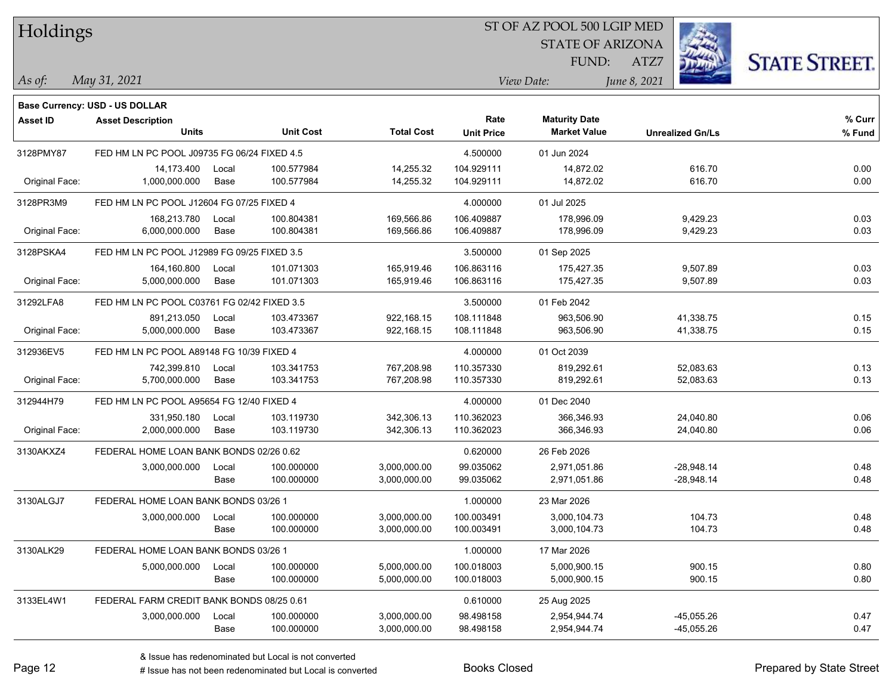# Holdings

ST OF AZ POOL 500 LGIP MED
STATE OF ARIZONA
FUND: ATZ7

*As of:* *May 31, 2021*

*View Date:* *June 8, 2021*

**Base Currency: USD - US DOLLAR**

| Asset ID | Asset Description / Units | | Unit Cost | Total Cost | Rate / Unit Price | Maturity Date / Market Value | Unrealized Gn/Ls | % Curr / % Fund |
|---|---|---|---|---|---|---|---|---|
| 3128PMY87 | FED HM LN PC POOL J09735 FG 06/24 FIXED 4.5 | | | | 4.500000 | 01 Jun 2024 | | |
| | 14,173.400 | Local | 100.577984 | 14,255.32 | 104.929111 | 14,872.02 | 616.70 | 0.00 |
| Original Face: | 1,000,000.000 | Base | 100.577984 | 14,255.32 | 104.929111 | 14,872.02 | 616.70 | 0.00 |
| 3128PR3M9 | FED HM LN PC POOL J12604 FG 07/25 FIXED 4 | | | | 4.000000 | 01 Jul 2025 | | |
| | 168,213.780 | Local | 100.804381 | 169,566.86 | 106.409887 | 178,996.09 | 9,429.23 | 0.03 |
| Original Face: | 6,000,000.000 | Base | 100.804381 | 169,566.86 | 106.409887 | 178,996.09 | 9,429.23 | 0.03 |
| 3128PSKA4 | FED HM LN PC POOL J12989 FG 09/25 FIXED 3.5 | | | | 3.500000 | 01 Sep 2025 | | |
| | 164,160.800 | Local | 101.071303 | 165,919.46 | 106.863116 | 175,427.35 | 9,507.89 | 0.03 |
| Original Face: | 5,000,000.000 | Base | 101.071303 | 165,919.46 | 106.863116 | 175,427.35 | 9,507.89 | 0.03 |
| 31292LFA8 | FED HM LN PC POOL C03761 FG 02/42 FIXED 3.5 | | | | 3.500000 | 01 Feb 2042 | | |
| | 891,213.050 | Local | 103.473367 | 922,168.15 | 108.111848 | 963,506.90 | 41,338.75 | 0.15 |
| Original Face: | 5,000,000.000 | Base | 103.473367 | 922,168.15 | 108.111848 | 963,506.90 | 41,338.75 | 0.15 |
| 312936EV5 | FED HM LN PC POOL A89148 FG 10/39 FIXED 4 | | | | 4.000000 | 01 Oct 2039 | | |
| | 742,399.810 | Local | 103.341753 | 767,208.98 | 110.357330 | 819,292.61 | 52,083.63 | 0.13 |
| Original Face: | 5,700,000.000 | Base | 103.341753 | 767,208.98 | 110.357330 | 819,292.61 | 52,083.63 | 0.13 |
| 312944H79 | FED HM LN PC POOL A95654 FG 12/40 FIXED 4 | | | | 4.000000 | 01 Dec 2040 | | |
| | 331,950.180 | Local | 103.119730 | 342,306.13 | 110.362023 | 366,346.93 | 24,040.80 | 0.06 |
| Original Face: | 2,000,000.000 | Base | 103.119730 | 342,306.13 | 110.362023 | 366,346.93 | 24,040.80 | 0.06 |
| 3130AKXZ4 | FEDERAL HOME LOAN BANK BONDS 02/26 0.62 | | | | 0.620000 | 26 Feb 2026 | | |
| | 3,000,000.000 | Local | 100.000000 | 3,000,000.00 | 99.035062 | 2,971,051.86 | -28,948.14 | 0.48 |
| | | Base | 100.000000 | 3,000,000.00 | 99.035062 | 2,971,051.86 | -28,948.14 | 0.48 |
| 3130ALGJ7 | FEDERAL HOME LOAN BANK BONDS 03/26 1 | | | | 1.000000 | 23 Mar 2026 | | |
| | 3,000,000.000 | Local | 100.000000 | 3,000,000.00 | 100.003491 | 3,000,104.73 | 104.73 | 0.48 |
| | | Base | 100.000000 | 3,000,000.00 | 100.003491 | 3,000,104.73 | 104.73 | 0.48 |
| 3130ALK29 | FEDERAL HOME LOAN BANK BONDS 03/26 1 | | | | 1.000000 | 17 Mar 2026 | | |
| | 5,000,000.000 | Local | 100.000000 | 5,000,000.00 | 100.018003 | 5,000,900.15 | 900.15 | 0.80 |
| | | Base | 100.000000 | 5,000,000.00 | 100.018003 | 5,000,900.15 | 900.15 | 0.80 |
| 3133EL4W1 | FEDERAL FARM CREDIT BANK BONDS 08/25 0.61 | | | | 0.610000 | 25 Aug 2025 | | |
| | 3,000,000.000 | Local | 100.000000 | 3,000,000.00 | 98.498158 | 2,954,944.74 | -45,055.26 | 0.47 |
| | | Base | 100.000000 | 3,000,000.00 | 98.498158 | 2,954,944.74 | -45,055.26 | 0.47 |

& Issue has redenominated but Local is not converted
# Issue has not been redenominated but Local is converted

Books Closed

Prepared by State Street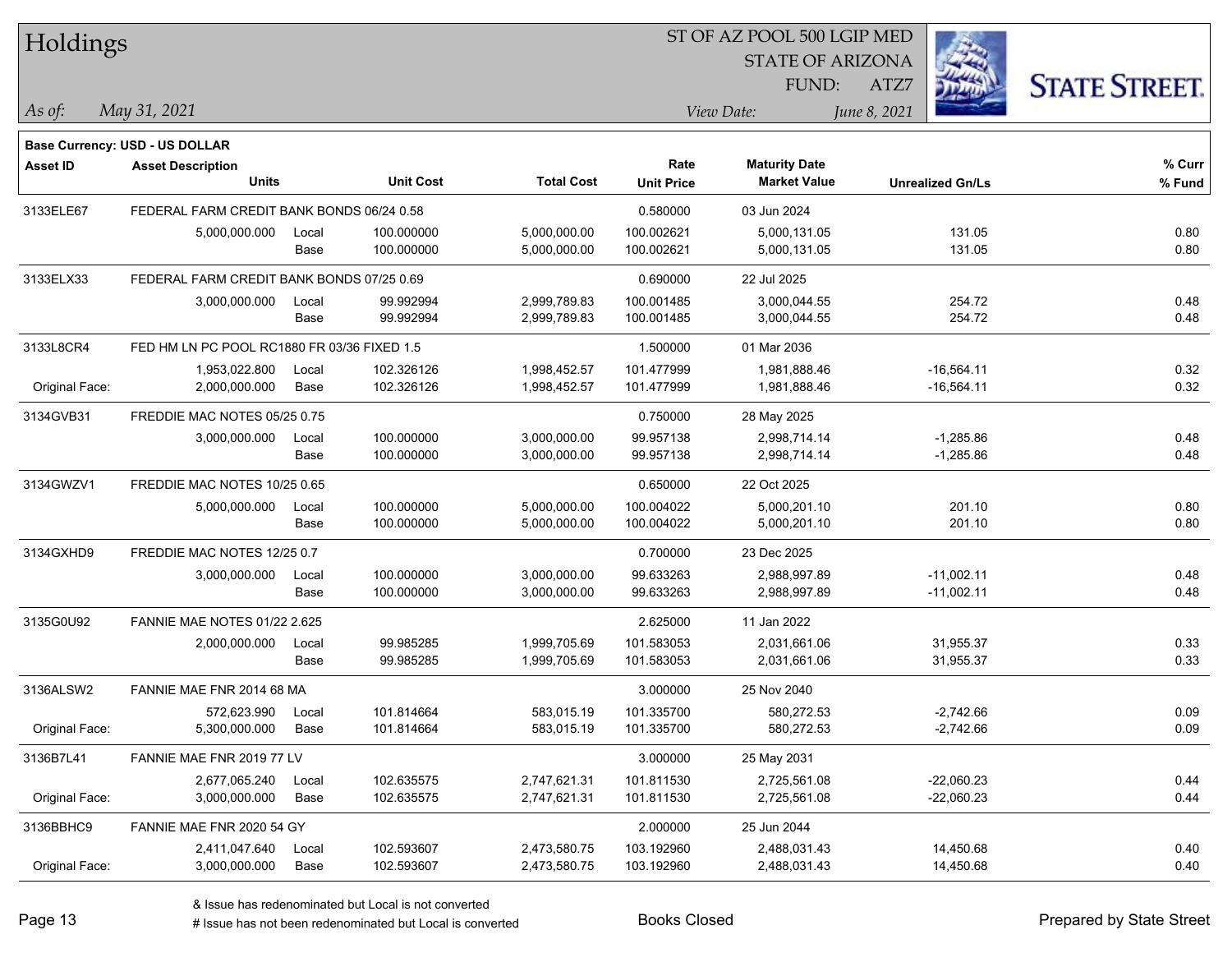# Holdings

ST OF AZ POOL 500 LGIP MED
STATE OF ARIZONA
FUND: ATZ7

*As of:* *May 31, 2021*

*View Date:* *June 8, 2021*

**Base Currency: USD - US DOLLAR**

| Asset ID | Asset Description / Units | | Unit Cost | Total Cost | Rate / Unit Price | Maturity Date / Market Value | Unrealized Gn/Ls | % Curr / % Fund |
|---|---|---|---|---|---|---|---|---|
| 3133ELE67 | FEDERAL FARM CREDIT BANK BONDS 06/24 0.58 | | | | 0.580000 | 03 Jun 2024 | | |
| | 5,000,000.000 | Local | 100.000000 | 5,000,000.00 | 100.002621 | 5,000,131.05 | 131.05 | 0.80 |
| | | Base | 100.000000 | 5,000,000.00 | 100.002621 | 5,000,131.05 | 131.05 | 0.80 |
| 3133ELX33 | FEDERAL FARM CREDIT BANK BONDS 07/25 0.69 | | | | 0.690000 | 22 Jul 2025 | | |
| | 3,000,000.000 | Local | 99.992994 | 2,999,789.83 | 100.001485 | 3,000,044.55 | 254.72 | 0.48 |
| | | Base | 99.992994 | 2,999,789.83 | 100.001485 | 3,000,044.55 | 254.72 | 0.48 |
| 3133L8CR4 | FED HM LN PC POOL RC1880 FR 03/36 FIXED 1.5 | | | | 1.500000 | 01 Mar 2036 | | |
| | 1,953,022.800 | Local | 102.326126 | 1,998,452.57 | 101.477999 | 1,981,888.46 | -16,564.11 | 0.32 |
| Original Face: | 2,000,000.000 | Base | 102.326126 | 1,998,452.57 | 101.477999 | 1,981,888.46 | -16,564.11 | 0.32 |
| 3134GVB31 | FREDDIE MAC NOTES 05/25 0.75 | | | | 0.750000 | 28 May 2025 | | |
| | 3,000,000.000 | Local | 100.000000 | 3,000,000.00 | 99.957138 | 2,998,714.14 | -1,285.86 | 0.48 |
| | | Base | 100.000000 | 3,000,000.00 | 99.957138 | 2,998,714.14 | -1,285.86 | 0.48 |
| 3134GWZV1 | FREDDIE MAC NOTES 10/25 0.65 | | | | 0.650000 | 22 Oct 2025 | | |
| | 5,000,000.000 | Local | 100.000000 | 5,000,000.00 | 100.004022 | 5,000,201.10 | 201.10 | 0.80 |
| | | Base | 100.000000 | 5,000,000.00 | 100.004022 | 5,000,201.10 | 201.10 | 0.80 |
| 3134GXHD9 | FREDDIE MAC NOTES 12/25 0.7 | | | | 0.700000 | 23 Dec 2025 | | |
| | 3,000,000.000 | Local | 100.000000 | 3,000,000.00 | 99.633263 | 2,988,997.89 | -11,002.11 | 0.48 |
| | | Base | 100.000000 | 3,000,000.00 | 99.633263 | 2,988,997.89 | -11,002.11 | 0.48 |
| 3135G0U92 | FANNIE MAE NOTES 01/22 2.625 | | | | 2.625000 | 11 Jan 2022 | | |
| | 2,000,000.000 | Local | 99.985285 | 1,999,705.69 | 101.583053 | 2,031,661.06 | 31,955.37 | 0.33 |
| | | Base | 99.985285 | 1,999,705.69 | 101.583053 | 2,031,661.06 | 31,955.37 | 0.33 |
| 3136ALSW2 | FANNIE MAE FNR 2014 68 MA | | | | 3.000000 | 25 Nov 2040 | | |
| | 572,623.990 | Local | 101.814664 | 583,015.19 | 101.335700 | 580,272.53 | -2,742.66 | 0.09 |
| Original Face: | 5,300,000.000 | Base | 101.814664 | 583,015.19 | 101.335700 | 580,272.53 | -2,742.66 | 0.09 |
| 3136B7L41 | FANNIE MAE FNR 2019 77 LV | | | | 3.000000 | 25 May 2031 | | |
| | 2,677,065.240 | Local | 102.635575 | 2,747,621.31 | 101.811530 | 2,725,561.08 | -22,060.23 | 0.44 |
| Original Face: | 3,000,000.000 | Base | 102.635575 | 2,747,621.31 | 101.811530 | 2,725,561.08 | -22,060.23 | 0.44 |
| 3136BBHC9 | FANNIE MAE FNR 2020 54 GY | | | | 2.000000 | 25 Jun 2044 | | |
| | 2,411,047.640 | Local | 102.593607 | 2,473,580.75 | 103.192960 | 2,488,031.43 | 14,450.68 | 0.40 |
| Original Face: | 3,000,000.000 | Base | 102.593607 | 2,473,580.75 | 103.192960 | 2,488,031.43 | 14,450.68 | 0.40 |

& Issue has redenominated but Local is not converted
# Issue has not been redenominated but Local is converted

Books Closed

Prepared by State Street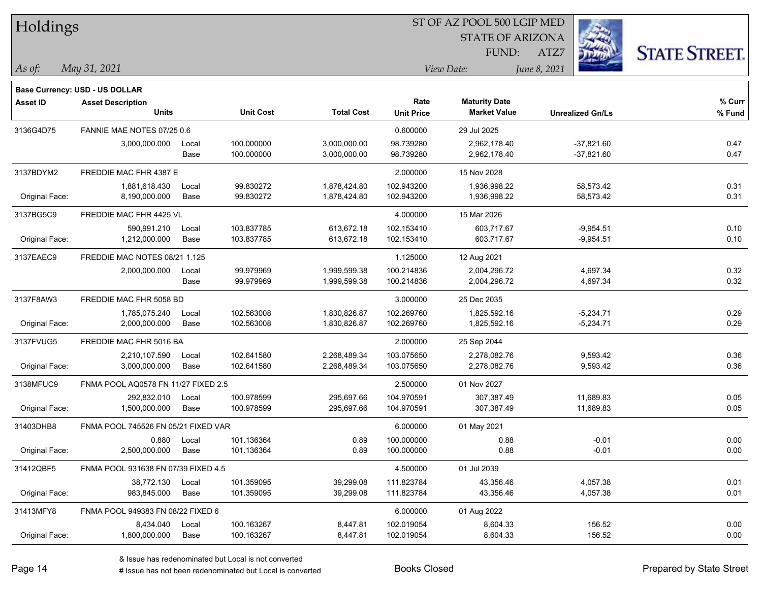# Holdings

ST OF AZ POOL 500 LGIP MED
STATE OF ARIZONA
FUND: ATZ7

*As of:* *May 31, 2021*

*View Date:* *June 8, 2021*

**Base Currency: USD - US DOLLAR**

| Asset ID | Asset Description / Units | | Unit Cost | Total Cost | Rate / Unit Price | Maturity Date / Market Value | Unrealized Gn/Ls | % Curr / % Fund |
|---|---|---|---|---|---|---|---|---|
| 3136G4D75 | FANNIE MAE NOTES 07/25 0.6 | | | | 0.600000 | 29 Jul 2025 | | |
| | 3,000,000.000 | Local | 100.000000 | 3,000,000.00 | 98.739280 | 2,962,178.40 | -37,821.60 | 0.47 |
| | | Base | 100.000000 | 3,000,000.00 | 98.739280 | 2,962,178.40 | -37,821.60 | 0.47 |
| 3137BDYM2 | FREDDIE MAC FHR 4387 E | | | | 2.000000 | 15 Nov 2028 | | |
| | 1,881,618.430 | Local | 99.830272 | 1,878,424.80 | 102.943200 | 1,936,998.22 | 58,573.42 | 0.31 |
| Original Face: | 8,190,000.000 | Base | 99.830272 | 1,878,424.80 | 102.943200 | 1,936,998.22 | 58,573.42 | 0.31 |
| 3137BG5C9 | FREDDIE MAC FHR 4425 VL | | | | 4.000000 | 15 Mar 2026 | | |
| | 590,991.210 | Local | 103.837785 | 613,672.18 | 102.153410 | 603,717.67 | -9,954.51 | 0.10 |
| Original Face: | 1,212,000.000 | Base | 103.837785 | 613,672.18 | 102.153410 | 603,717.67 | -9,954.51 | 0.10 |
| 3137EAEC9 | FREDDIE MAC NOTES 08/21 1.125 | | | | 1.125000 | 12 Aug 2021 | | |
| | 2,000,000.000 | Local | 99.979969 | 1,999,599.38 | 100.214836 | 2,004,296.72 | 4,697.34 | 0.32 |
| | | Base | 99.979969 | 1,999,599.38 | 100.214836 | 2,004,296.72 | 4,697.34 | 0.32 |
| 3137F8AW3 | FREDDIE MAC FHR 5058 BD | | | | 3.000000 | 25 Dec 2035 | | |
| | 1,785,075.240 | Local | 102.563008 | 1,830,826.87 | 102.269760 | 1,825,592.16 | -5,234.71 | 0.29 |
| Original Face: | 2,000,000.000 | Base | 102.563008 | 1,830,826.87 | 102.269760 | 1,825,592.16 | -5,234.71 | 0.29 |
| 3137FVUG5 | FREDDIE MAC FHR 5016 BA | | | | 2.000000 | 25 Sep 2044 | | |
| | 2,210,107.590 | Local | 102.641580 | 2,268,489.34 | 103.075650 | 2,278,082.76 | 9,593.42 | 0.36 |
| Original Face: | 3,000,000.000 | Base | 102.641580 | 2,268,489.34 | 103.075650 | 2,278,082.76 | 9,593.42 | 0.36 |
| 3138MFUC9 | FNMA POOL AQ0578 FN 11/27 FIXED 2.5 | | | | 2.500000 | 01 Nov 2027 | | |
| | 292,832.010 | Local | 100.978599 | 295,697.66 | 104.970591 | 307,387.49 | 11,689.83 | 0.05 |
| Original Face: | 1,500,000.000 | Base | 100.978599 | 295,697.66 | 104.970591 | 307,387.49 | 11,689.83 | 0.05 |
| 31403DHB8 | FNMA POOL 745526 FN 05/21 FIXED VAR | | | | 6.000000 | 01 May 2021 | | |
| | 0.880 | Local | 101.136364 | 0.89 | 100.000000 | 0.88 | -0.01 | 0.00 |
| Original Face: | 2,500,000.000 | Base | 101.136364 | 0.89 | 100.000000 | 0.88 | -0.01 | 0.00 |
| 31412QBF5 | FNMA POOL 931638 FN 07/39 FIXED 4.5 | | | | 4.500000 | 01 Jul 2039 | | |
| | 38,772.130 | Local | 101.359095 | 39,299.08 | 111.823784 | 43,356.46 | 4,057.38 | 0.01 |
| Original Face: | 983,845.000 | Base | 101.359095 | 39,299.08 | 111.823784 | 43,356.46 | 4,057.38 | 0.01 |
| 31413MFY8 | FNMA POOL 949383 FN 08/22 FIXED 6 | | | | 6.000000 | 01 Aug 2022 | | |
| | 8,434.040 | Local | 100.163267 | 8,447.81 | 102.019054 | 8,604.33 | 156.52 | 0.00 |
| Original Face: | 1,800,000.000 | Base | 100.163267 | 8,447.81 | 102.019054 | 8,604.33 | 156.52 | 0.00 |

& Issue has redenominated but Local is not converted
# Issue has not been redenominated but Local is converted

Books Closed

Prepared by State Street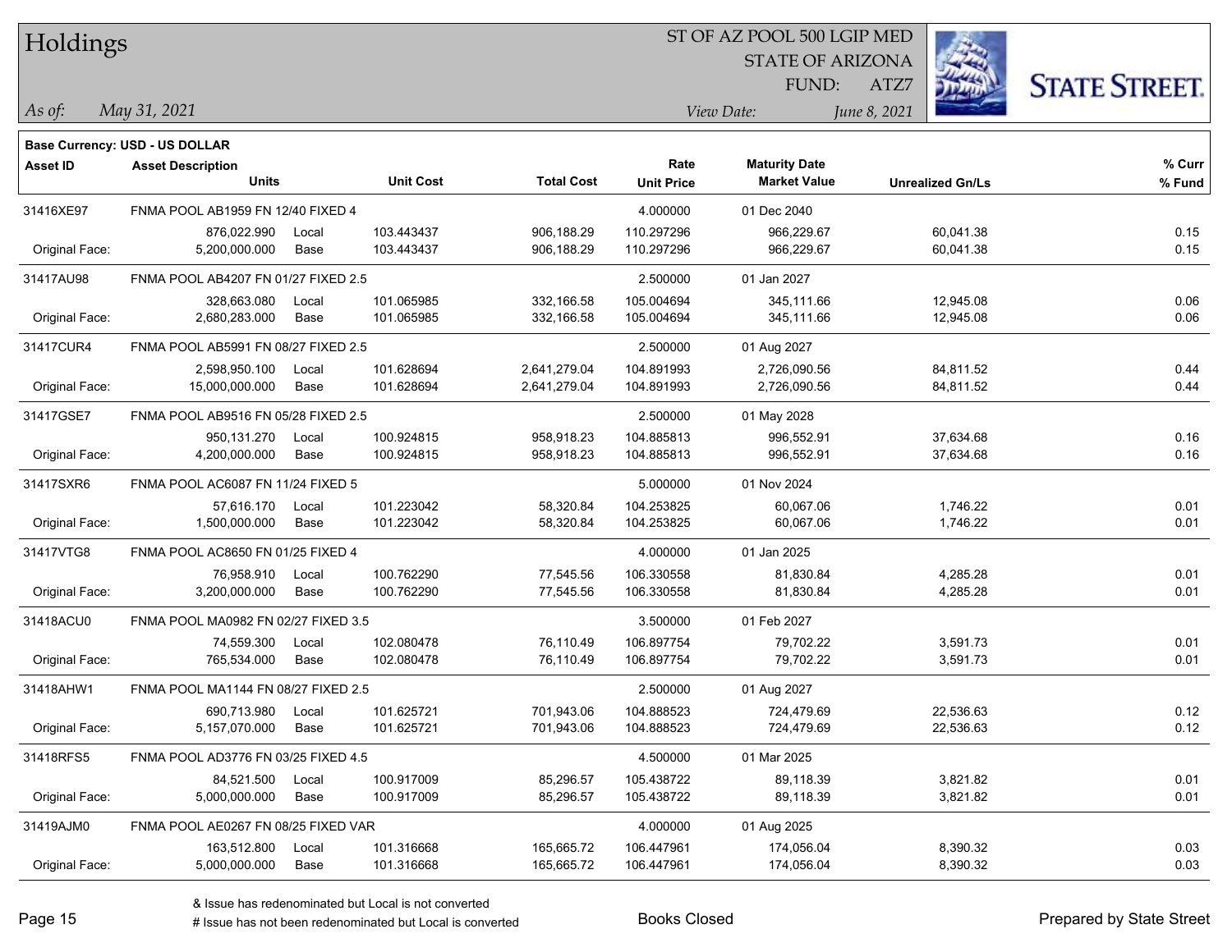# Holdings

ST OF AZ POOL 500 LGIP MED
STATE OF ARIZONA
FUND: ATZ7

*As of:* *May 31, 2021*

*View Date:* *June 8, 2021*

**Base Currency: USD - US DOLLAR**

| Asset ID | Asset Description / Units | | Unit Cost | Total Cost | Rate / Unit Price | Maturity Date / Market Value | Unrealized Gn/Ls | % Curr / % Fund |
|---|---|---|---|---|---|---|---|---|
| 31416XE97 | FNMA POOL AB1959 FN 12/40 FIXED 4 | | | | 4.000000 | 01 Dec 2040 | | |
| | 876,022.990 | Local | 103.443437 | 906,188.29 | 110.297296 | 966,229.67 | 60,041.38 | 0.15 |
| Original Face: | 5,200,000.000 | Base | 103.443437 | 906,188.29 | 110.297296 | 966,229.67 | 60,041.38 | 0.15 |
| 31417AU98 | FNMA POOL AB4207 FN 01/27 FIXED 2.5 | | | | 2.500000 | 01 Jan 2027 | | |
| | 328,663.080 | Local | 101.065985 | 332,166.58 | 105.004694 | 345,111.66 | 12,945.08 | 0.06 |
| Original Face: | 2,680,283.000 | Base | 101.065985 | 332,166.58 | 105.004694 | 345,111.66 | 12,945.08 | 0.06 |
| 31417CUR4 | FNMA POOL AB5991 FN 08/27 FIXED 2.5 | | | | 2.500000 | 01 Aug 2027 | | |
| | 2,598,950.100 | Local | 101.628694 | 2,641,279.04 | 104.891993 | 2,726,090.56 | 84,811.52 | 0.44 |
| Original Face: | 15,000,000.000 | Base | 101.628694 | 2,641,279.04 | 104.891993 | 2,726,090.56 | 84,811.52 | 0.44 |
| 31417GSE7 | FNMA POOL AB9516 FN 05/28 FIXED 2.5 | | | | 2.500000 | 01 May 2028 | | |
| | 950,131.270 | Local | 100.924815 | 958,918.23 | 104.885813 | 996,552.91 | 37,634.68 | 0.16 |
| Original Face: | 4,200,000.000 | Base | 100.924815 | 958,918.23 | 104.885813 | 996,552.91 | 37,634.68 | 0.16 |
| 31417SXR6 | FNMA POOL AC6087 FN 11/24 FIXED 5 | | | | 5.000000 | 01 Nov 2024 | | |
| | 57,616.170 | Local | 101.223042 | 58,320.84 | 104.253825 | 60,067.06 | 1,746.22 | 0.01 |
| Original Face: | 1,500,000.000 | Base | 101.223042 | 58,320.84 | 104.253825 | 60,067.06 | 1,746.22 | 0.01 |
| 31417VTG8 | FNMA POOL AC8650 FN 01/25 FIXED 4 | | | | 4.000000 | 01 Jan 2025 | | |
| | 76,958.910 | Local | 100.762290 | 77,545.56 | 106.330558 | 81,830.84 | 4,285.28 | 0.01 |
| Original Face: | 3,200,000.000 | Base | 100.762290 | 77,545.56 | 106.330558 | 81,830.84 | 4,285.28 | 0.01 |
| 31418ACU0 | FNMA POOL MA0982 FN 02/27 FIXED 3.5 | | | | 3.500000 | 01 Feb 2027 | | |
| | 74,559.300 | Local | 102.080478 | 76,110.49 | 106.897754 | 79,702.22 | 3,591.73 | 0.01 |
| Original Face: | 765,534.000 | Base | 102.080478 | 76,110.49 | 106.897754 | 79,702.22 | 3,591.73 | 0.01 |
| 31418AHW1 | FNMA POOL MA1144 FN 08/27 FIXED 2.5 | | | | 2.500000 | 01 Aug 2027 | | |
| | 690,713.980 | Local | 101.625721 | 701,943.06 | 104.888523 | 724,479.69 | 22,536.63 | 0.12 |
| Original Face: | 5,157,070.000 | Base | 101.625721 | 701,943.06 | 104.888523 | 724,479.69 | 22,536.63 | 0.12 |
| 31418RFS5 | FNMA POOL AD3776 FN 03/25 FIXED 4.5 | | | | 4.500000 | 01 Mar 2025 | | |
| | 84,521.500 | Local | 100.917009 | 85,296.57 | 105.438722 | 89,118.39 | 3,821.82 | 0.01 |
| Original Face: | 5,000,000.000 | Base | 100.917009 | 85,296.57 | 105.438722 | 89,118.39 | 3,821.82 | 0.01 |
| 31419AJM0 | FNMA POOL AE0267 FN 08/25 FIXED VAR | | | | 4.000000 | 01 Aug 2025 | | |
| | 163,512.800 | Local | 101.316668 | 165,665.72 | 106.447961 | 174,056.04 | 8,390.32 | 0.03 |
| Original Face: | 5,000,000.000 | Base | 101.316668 | 165,665.72 | 106.447961 | 174,056.04 | 8,390.32 | 0.03 |

& Issue has redenominated but Local is not converted

# Issue has not been redenominated but Local is converted

Books Closed

Prepared by State Street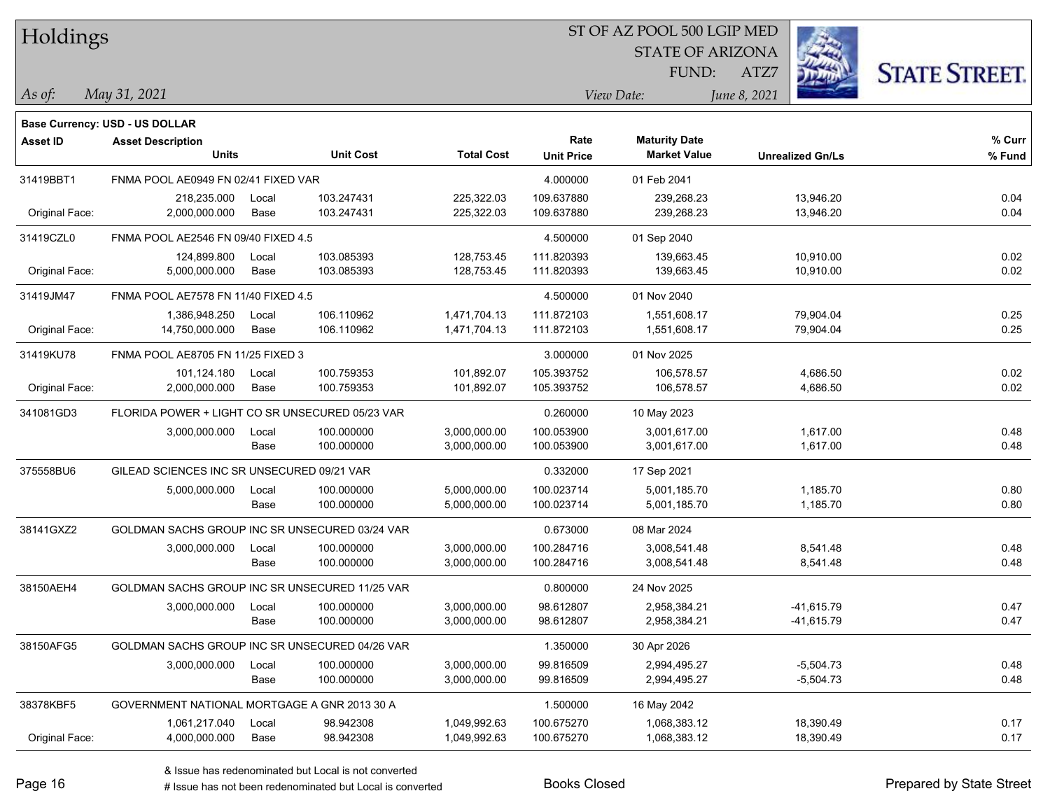# Holdings

ST OF AZ POOL 500 LGIP MED
STATE OF ARIZONA
FUND: ATZ7

*As of:* *May 31, 2021*

*View Date:* *June 8, 2021*

**Base Currency: USD - US DOLLAR**

| Asset ID | Asset Description / Units | | Unit Cost | Total Cost | Rate / Unit Price | Maturity Date / Market Value | Unrealized Gn/Ls | % Curr / % Fund |
|---|---|---|---|---|---|---|---|---|
| 31419BBT1 | FNMA POOL AE0949 FN 02/41 FIXED VAR | | | | 4.000000 | 01 Feb 2041 | | |
| | 218,235.000 | Local | 103.247431 | 225,322.03 | 109.637880 | 239,268.23 | 13,946.20 | 0.04 |
| Original Face: | 2,000,000.000 | Base | 103.247431 | 225,322.03 | 109.637880 | 239,268.23 | 13,946.20 | 0.04 |
| 31419CZL0 | FNMA POOL AE2546 FN 09/40 FIXED 4.5 | | | | 4.500000 | 01 Sep 2040 | | |
| | 124,899.800 | Local | 103.085393 | 128,753.45 | 111.820393 | 139,663.45 | 10,910.00 | 0.02 |
| Original Face: | 5,000,000.000 | Base | 103.085393 | 128,753.45 | 111.820393 | 139,663.45 | 10,910.00 | 0.02 |
| 31419JM47 | FNMA POOL AE7578 FN 11/40 FIXED 4.5 | | | | 4.500000 | 01 Nov 2040 | | |
| | 1,386,948.250 | Local | 106.110962 | 1,471,704.13 | 111.872103 | 1,551,608.17 | 79,904.04 | 0.25 |
| Original Face: | 14,750,000.000 | Base | 106.110962 | 1,471,704.13 | 111.872103 | 1,551,608.17 | 79,904.04 | 0.25 |
| 31419KU78 | FNMA POOL AE8705 FN 11/25 FIXED 3 | | | | 3.000000 | 01 Nov 2025 | | |
| | 101,124.180 | Local | 100.759353 | 101,892.07 | 105.393752 | 106,578.57 | 4,686.50 | 0.02 |
| Original Face: | 2,000,000.000 | Base | 100.759353 | 101,892.07 | 105.393752 | 106,578.57 | 4,686.50 | 0.02 |
| 341081GD3 | FLORIDA POWER + LIGHT CO SR UNSECURED 05/23 VAR | | | | 0.260000 | 10 May 2023 | | |
| | 3,000,000.000 | Local | 100.000000 | 3,000,000.00 | 100.053900 | 3,001,617.00 | 1,617.00 | 0.48 |
| | | Base | 100.000000 | 3,000,000.00 | 100.053900 | 3,001,617.00 | 1,617.00 | 0.48 |
| 375558BU6 | GILEAD SCIENCES INC SR UNSECURED 09/21 VAR | | | | 0.332000 | 17 Sep 2021 | | |
| | 5,000,000.000 | Local | 100.000000 | 5,000,000.00 | 100.023714 | 5,001,185.70 | 1,185.70 | 0.80 |
| | | Base | 100.000000 | 5,000,000.00 | 100.023714 | 5,001,185.70 | 1,185.70 | 0.80 |
| 38141GXZ2 | GOLDMAN SACHS GROUP INC SR UNSECURED 03/24 VAR | | | | 0.673000 | 08 Mar 2024 | | |
| | 3,000,000.000 | Local | 100.000000 | 3,000,000.00 | 100.284716 | 3,008,541.48 | 8,541.48 | 0.48 |
| | | Base | 100.000000 | 3,000,000.00 | 100.284716 | 3,008,541.48 | 8,541.48 | 0.48 |
| 38150AEH4 | GOLDMAN SACHS GROUP INC SR UNSECURED 11/25 VAR | | | | 0.800000 | 24 Nov 2025 | | |
| | 3,000,000.000 | Local | 100.000000 | 3,000,000.00 | 98.612807 | 2,958,384.21 | -41,615.79 | 0.47 |
| | | Base | 100.000000 | 3,000,000.00 | 98.612807 | 2,958,384.21 | -41,615.79 | 0.47 |
| 38150AFG5 | GOLDMAN SACHS GROUP INC SR UNSECURED 04/26 VAR | | | | 1.350000 | 30 Apr 2026 | | |
| | 3,000,000.000 | Local | 100.000000 | 3,000,000.00 | 99.816509 | 2,994,495.27 | -5,504.73 | 0.48 |
| | | Base | 100.000000 | 3,000,000.00 | 99.816509 | 2,994,495.27 | -5,504.73 | 0.48 |
| 38378KBF5 | GOVERNMENT NATIONAL MORTGAGE A GNR 2013 30 A | | | | 1.500000 | 16 May 2042 | | |
| | 1,061,217.040 | Local | 98.942308 | 1,049,992.63 | 100.675270 | 1,068,383.12 | 18,390.49 | 0.17 |
| Original Face: | 4,000,000.000 | Base | 98.942308 | 1,049,992.63 | 100.675270 | 1,068,383.12 | 18,390.49 | 0.17 |

& Issue has redenominated but Local is not converted

# Issue has not been redenominated but Local is converted

Books Closed

Prepared by State Street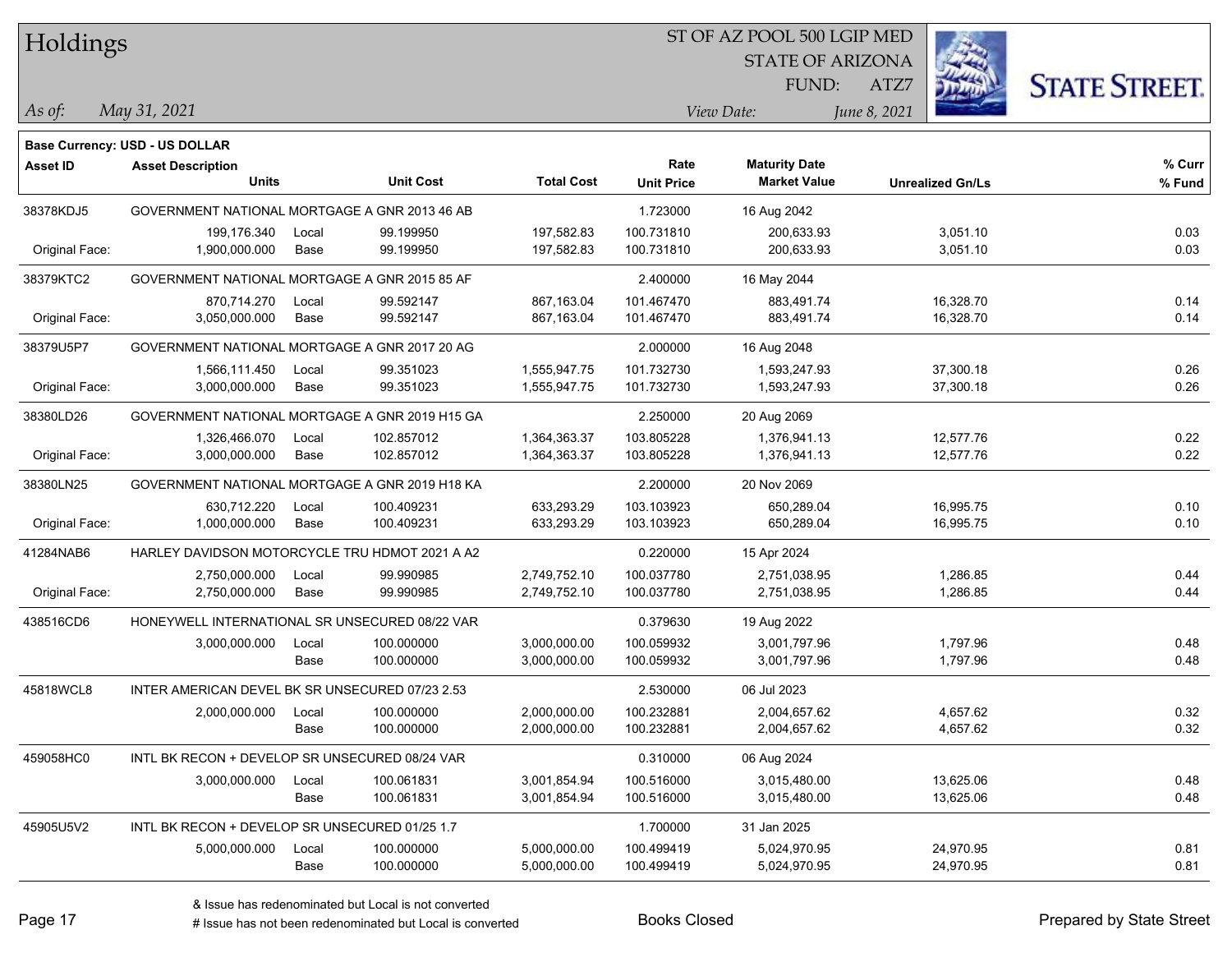# Holdings

ST OF AZ POOL 500 LGIP MED
STATE OF ARIZONA
FUND: ATZ7

*As of:* *May 31, 2021*

*View Date:* *June 8, 2021*

**Base Currency: USD - US DOLLAR**

| Asset ID | Asset Description / Units | | Unit Cost | Total Cost | Rate / Unit Price | Maturity Date / Market Value | Unrealized Gn/Ls | % Curr / % Fund |
|---|---|---|---|---|---|---|---|---|
| 38378KDJ5 | GOVERNMENT NATIONAL MORTGAGE A GNR 2013 46 AB | | | | 1.723000 | 16 Aug 2042 | | |
| | 199,176.340 | Local | 99.199950 | 197,582.83 | 100.731810 | 200,633.93 | 3,051.10 | 0.03 |
| Original Face: | 1,900,000.000 | Base | 99.199950 | 197,582.83 | 100.731810 | 200,633.93 | 3,051.10 | 0.03 |
| 38379KTC2 | GOVERNMENT NATIONAL MORTGAGE A GNR 2015 85 AF | | | | 2.400000 | 16 May 2044 | | |
| | 870,714.270 | Local | 99.592147 | 867,163.04 | 101.467470 | 883,491.74 | 16,328.70 | 0.14 |
| Original Face: | 3,050,000.000 | Base | 99.592147 | 867,163.04 | 101.467470 | 883,491.74 | 16,328.70 | 0.14 |
| 38379U5P7 | GOVERNMENT NATIONAL MORTGAGE A GNR 2017 20 AG | | | | 2.000000 | 16 Aug 2048 | | |
| | 1,566,111.450 | Local | 99.351023 | 1,555,947.75 | 101.732730 | 1,593,247.93 | 37,300.18 | 0.26 |
| Original Face: | 3,000,000.000 | Base | 99.351023 | 1,555,947.75 | 101.732730 | 1,593,247.93 | 37,300.18 | 0.26 |
| 38380LD26 | GOVERNMENT NATIONAL MORTGAGE A GNR 2019 H15 GA | | | | 2.250000 | 20 Aug 2069 | | |
| | 1,326,466.070 | Local | 102.857012 | 1,364,363.37 | 103.805228 | 1,376,941.13 | 12,577.76 | 0.22 |
| Original Face: | 3,000,000.000 | Base | 102.857012 | 1,364,363.37 | 103.805228 | 1,376,941.13 | 12,577.76 | 0.22 |
| 38380LN25 | GOVERNMENT NATIONAL MORTGAGE A GNR 2019 H18 KA | | | | 2.200000 | 20 Nov 2069 | | |
| | 630,712.220 | Local | 100.409231 | 633,293.29 | 103.103923 | 650,289.04 | 16,995.75 | 0.10 |
| Original Face: | 1,000,000.000 | Base | 100.409231 | 633,293.29 | 103.103923 | 650,289.04 | 16,995.75 | 0.10 |
| 41284NAB6 | HARLEY DAVIDSON MOTORCYCLE TRU HDMOT 2021 A A2 | | | | 0.220000 | 15 Apr 2024 | | |
| | 2,750,000.000 | Local | 99.990985 | 2,749,752.10 | 100.037780 | 2,751,038.95 | 1,286.85 | 0.44 |
| Original Face: | 2,750,000.000 | Base | 99.990985 | 2,749,752.10 | 100.037780 | 2,751,038.95 | 1,286.85 | 0.44 |
| 438516CD6 | HONEYWELL INTERNATIONAL SR UNSECURED 08/22 VAR | | | | 0.379630 | 19 Aug 2022 | | |
| | 3,000,000.000 | Local | 100.000000 | 3,000,000.00 | 100.059932 | 3,001,797.96 | 1,797.96 | 0.48 |
| | | Base | 100.000000 | 3,000,000.00 | 100.059932 | 3,001,797.96 | 1,797.96 | 0.48 |
| 45818WCL8 | INTER AMERICAN DEVEL BK SR UNSECURED 07/23 2.53 | | | | 2.530000 | 06 Jul 2023 | | |
| | 2,000,000.000 | Local | 100.000000 | 2,000,000.00 | 100.232881 | 2,004,657.62 | 4,657.62 | 0.32 |
| | | Base | 100.000000 | 2,000,000.00 | 100.232881 | 2,004,657.62 | 4,657.62 | 0.32 |
| 459058HC0 | INTL BK RECON + DEVELOP SR UNSECURED 08/24 VAR | | | | 0.310000 | 06 Aug 2024 | | |
| | 3,000,000.000 | Local | 100.061831 | 3,001,854.94 | 100.516000 | 3,015,480.00 | 13,625.06 | 0.48 |
| | | Base | 100.061831 | 3,001,854.94 | 100.516000 | 3,015,480.00 | 13,625.06 | 0.48 |
| 45905U5V2 | INTL BK RECON + DEVELOP SR UNSECURED 01/25 1.7 | | | | 1.700000 | 31 Jan 2025 | | |
| | 5,000,000.000 | Local | 100.000000 | 5,000,000.00 | 100.499419 | 5,024,970.95 | 24,970.95 | 0.81 |
| | | Base | 100.000000 | 5,000,000.00 | 100.499419 | 5,024,970.95 | 24,970.95 | 0.81 |

& Issue has redenominated but Local is not converted
# Issue has not been redenominated but Local is converted

Books Closed

Prepared by State Street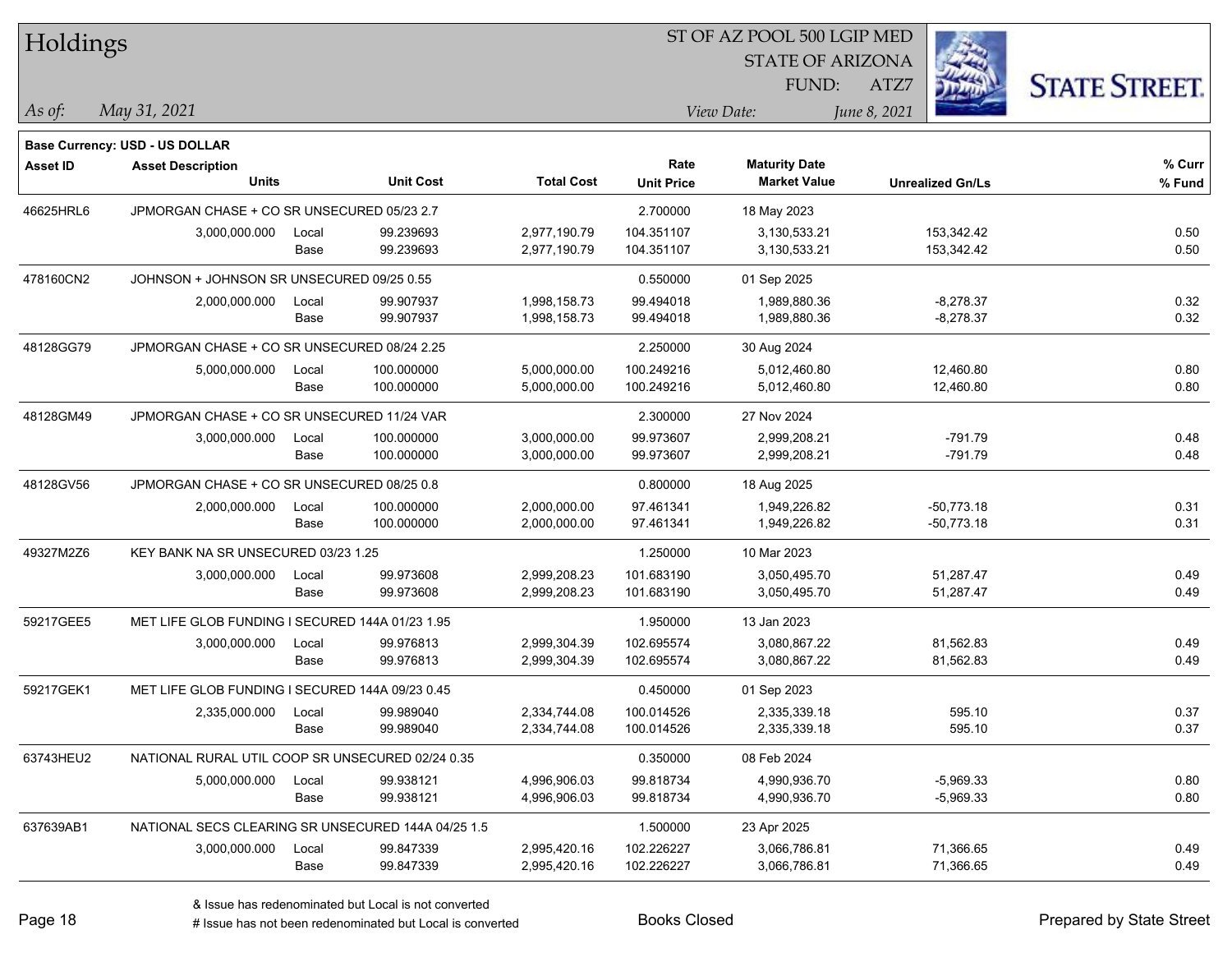# Holdings

ST OF AZ POOL 500 LGIP MED
STATE OF ARIZONA
FUND: ATZ7

*As of:* *May 31, 2021*

*View Date:* *June 8, 2021*

**Base Currency: USD - US DOLLAR**

| Asset ID | Asset Description / Units | | Unit Cost | Total Cost | Rate / Unit Price | Maturity Date / Market Value | Unrealized Gn/Ls | % Curr / % Fund |
|---|---|---|---|---|---|---|---|---|
| 46625HRL6 | JPMORGAN CHASE + CO SR UNSECURED 05/23 2.7 | | | | 2.700000 | 18 May 2023 | | |
| | 3,000,000.000 | Local | 99.239693 | 2,977,190.79 | 104.351107 | 3,130,533.21 | 153,342.42 | 0.50 |
| | | Base | 99.239693 | 2,977,190.79 | 104.351107 | 3,130,533.21 | 153,342.42 | 0.50 |
| 478160CN2 | JOHNSON + JOHNSON SR UNSECURED 09/25 0.55 | | | | 0.550000 | 01 Sep 2025 | | |
| | 2,000,000.000 | Local | 99.907937 | 1,998,158.73 | 99.494018 | 1,989,880.36 | -8,278.37 | 0.32 |
| | | Base | 99.907937 | 1,998,158.73 | 99.494018 | 1,989,880.36 | -8,278.37 | 0.32 |
| 48128GG79 | JPMORGAN CHASE + CO SR UNSECURED 08/24 2.25 | | | | 2.250000 | 30 Aug 2024 | | |
| | 5,000,000.000 | Local | 100.000000 | 5,000,000.00 | 100.249216 | 5,012,460.80 | 12,460.80 | 0.80 |
| | | Base | 100.000000 | 5,000,000.00 | 100.249216 | 5,012,460.80 | 12,460.80 | 0.80 |
| 48128GM49 | JPMORGAN CHASE + CO SR UNSECURED 11/24 VAR | | | | 2.300000 | 27 Nov 2024 | | |
| | 3,000,000.000 | Local | 100.000000 | 3,000,000.00 | 99.973607 | 2,999,208.21 | -791.79 | 0.48 |
| | | Base | 100.000000 | 3,000,000.00 | 99.973607 | 2,999,208.21 | -791.79 | 0.48 |
| 48128GV56 | JPMORGAN CHASE + CO SR UNSECURED 08/25 0.8 | | | | 0.800000 | 18 Aug 2025 | | |
| | 2,000,000.000 | Local | 100.000000 | 2,000,000.00 | 97.461341 | 1,949,226.82 | -50,773.18 | 0.31 |
| | | Base | 100.000000 | 2,000,000.00 | 97.461341 | 1,949,226.82 | -50,773.18 | 0.31 |
| 49327M2Z6 | KEY BANK NA SR UNSECURED 03/23 1.25 | | | | 1.250000 | 10 Mar 2023 | | |
| | 3,000,000.000 | Local | 99.973608 | 2,999,208.23 | 101.683190 | 3,050,495.70 | 51,287.47 | 0.49 |
| | | Base | 99.973608 | 2,999,208.23 | 101.683190 | 3,050,495.70 | 51,287.47 | 0.49 |
| 59217GEE5 | MET LIFE GLOB FUNDING I SECURED 144A 01/23 1.95 | | | | 1.950000 | 13 Jan 2023 | | |
| | 3,000,000.000 | Local | 99.976813 | 2,999,304.39 | 102.695574 | 3,080,867.22 | 81,562.83 | 0.49 |
| | | Base | 99.976813 | 2,999,304.39 | 102.695574 | 3,080,867.22 | 81,562.83 | 0.49 |
| 59217GEK1 | MET LIFE GLOB FUNDING I SECURED 144A 09/23 0.45 | | | | 0.450000 | 01 Sep 2023 | | |
| | 2,335,000.000 | Local | 99.989040 | 2,334,744.08 | 100.014526 | 2,335,339.18 | 595.10 | 0.37 |
| | | Base | 99.989040 | 2,334,744.08 | 100.014526 | 2,335,339.18 | 595.10 | 0.37 |
| 63743HEU2 | NATIONAL RURAL UTIL COOP SR UNSECURED 02/24 0.35 | | | | 0.350000 | 08 Feb 2024 | | |
| | 5,000,000.000 | Local | 99.938121 | 4,996,906.03 | 99.818734 | 4,990,936.70 | -5,969.33 | 0.80 |
| | | Base | 99.938121 | 4,996,906.03 | 99.818734 | 4,990,936.70 | -5,969.33 | 0.80 |
| 637639AB1 | NATIONAL SECS CLEARING SR UNSECURED 144A 04/25 1.5 | | | | 1.500000 | 23 Apr 2025 | | |
| | 3,000,000.000 | Local | 99.847339 | 2,995,420.16 | 102.226227 | 3,066,786.81 | 71,366.65 | 0.49 |
| | | Base | 99.847339 | 2,995,420.16 | 102.226227 | 3,066,786.81 | 71,366.65 | 0.49 |

& Issue has redenominated but Local is not converted
# Issue has not been redenominated but Local is converted

Books Closed

Prepared by State Street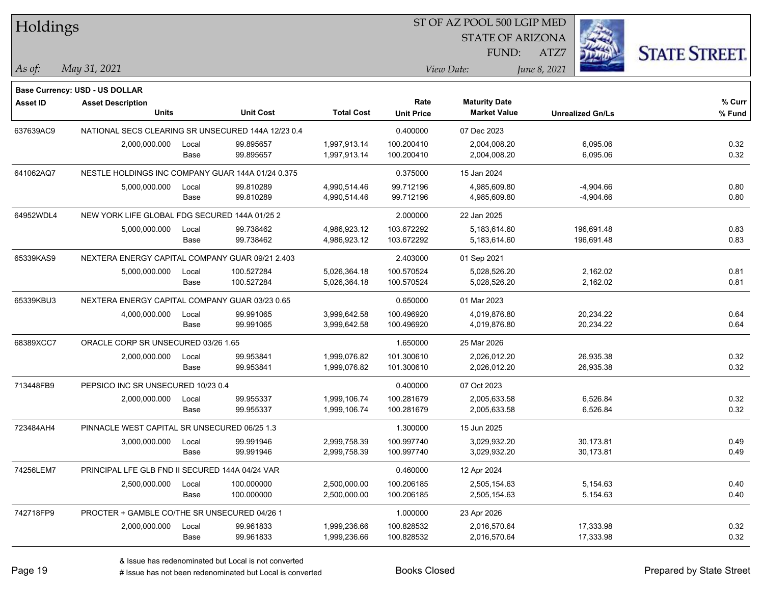# Holdings

ST OF AZ POOL 500 LGIP MED
STATE OF ARIZONA
FUND: ATZ7

*As of:* May 31, 2021

*View Date:* June 8, 2021

**Base Currency: USD - US DOLLAR**

| Asset ID | Asset Description / Units | | Unit Cost | Total Cost | Rate / Unit Price | Maturity Date / Market Value | Unrealized Gn/Ls | % Curr / % Fund |
|---|---|---|---|---|---|---|---|---|
| 637639AC9 | NATIONAL SECS CLEARING SR UNSECURED 144A 12/23 0.4 | | | | 0.400000 | 07 Dec 2023 | | |
| | 2,000,000.000 | Local | 99.895657 | 1,997,913.14 | 100.200410 | 2,004,008.20 | 6,095.06 | 0.32 |
| | | Base | 99.895657 | 1,997,913.14 | 100.200410 | 2,004,008.20 | 6,095.06 | 0.32 |
| 641062AQ7 | NESTLE HOLDINGS INC COMPANY GUAR 144A 01/24 0.375 | | | | 0.375000 | 15 Jan 2024 | | |
| | 5,000,000.000 | Local | 99.810289 | 4,990,514.46 | 99.712196 | 4,985,609.80 | -4,904.66 | 0.80 |
| | | Base | 99.810289 | 4,990,514.46 | 99.712196 | 4,985,609.80 | -4,904.66 | 0.80 |
| 64952WDL4 | NEW YORK LIFE GLOBAL FDG SECURED 144A 01/25 2 | | | | 2.000000 | 22 Jan 2025 | | |
| | 5,000,000.000 | Local | 99.738462 | 4,986,923.12 | 103.672292 | 5,183,614.60 | 196,691.48 | 0.83 |
| | | Base | 99.738462 | 4,986,923.12 | 103.672292 | 5,183,614.60 | 196,691.48 | 0.83 |
| 65339KAS9 | NEXTERA ENERGY CAPITAL COMPANY GUAR 09/21 2.403 | | | | 2.403000 | 01 Sep 2021 | | |
| | 5,000,000.000 | Local | 100.527284 | 5,026,364.18 | 100.570524 | 5,028,526.20 | 2,162.02 | 0.81 |
| | | Base | 100.527284 | 5,026,364.18 | 100.570524 | 5,028,526.20 | 2,162.02 | 0.81 |
| 65339KBU3 | NEXTERA ENERGY CAPITAL COMPANY GUAR 03/23 0.65 | | | | 0.650000 | 01 Mar 2023 | | |
| | 4,000,000.000 | Local | 99.991065 | 3,999,642.58 | 100.496920 | 4,019,876.80 | 20,234.22 | 0.64 |
| | | Base | 99.991065 | 3,999,642.58 | 100.496920 | 4,019,876.80 | 20,234.22 | 0.64 |
| 68389XCC7 | ORACLE CORP SR UNSECURED 03/26 1.65 | | | | 1.650000 | 25 Mar 2026 | | |
| | 2,000,000.000 | Local | 99.953841 | 1,999,076.82 | 101.300610 | 2,026,012.20 | 26,935.38 | 0.32 |
| | | Base | 99.953841 | 1,999,076.82 | 101.300610 | 2,026,012.20 | 26,935.38 | 0.32 |
| 713448FB9 | PEPSICO INC SR UNSECURED 10/23 0.4 | | | | 0.400000 | 07 Oct 2023 | | |
| | 2,000,000.000 | Local | 99.955337 | 1,999,106.74 | 100.281679 | 2,005,633.58 | 6,526.84 | 0.32 |
| | | Base | 99.955337 | 1,999,106.74 | 100.281679 | 2,005,633.58 | 6,526.84 | 0.32 |
| 723484AH4 | PINNACLE WEST CAPITAL SR UNSECURED 06/25 1.3 | | | | 1.300000 | 15 Jun 2025 | | |
| | 3,000,000.000 | Local | 99.991946 | 2,999,758.39 | 100.997740 | 3,029,932.20 | 30,173.81 | 0.49 |
| | | Base | 99.991946 | 2,999,758.39 | 100.997740 | 3,029,932.20 | 30,173.81 | 0.49 |
| 74256LEM7 | PRINCIPAL LFE GLB FND II SECURED 144A 04/24 VAR | | | | 0.460000 | 12 Apr 2024 | | |
| | 2,500,000.000 | Local | 100.000000 | 2,500,000.00 | 100.206185 | 2,505,154.63 | 5,154.63 | 0.40 |
| | | Base | 100.000000 | 2,500,000.00 | 100.206185 | 2,505,154.63 | 5,154.63 | 0.40 |
| 742718FP9 | PROCTER + GAMBLE CO/THE SR UNSECURED 04/26 1 | | | | 1.000000 | 23 Apr 2026 | | |
| | 2,000,000.000 | Local | 99.961833 | 1,999,236.66 | 100.828532 | 2,016,570.64 | 17,333.98 | 0.32 |
| | | Base | 99.961833 | 1,999,236.66 | 100.828532 | 2,016,570.64 | 17,333.98 | 0.32 |

& Issue has redenominated but Local is not converted
# Issue has not been redenominated but Local is converted

Books Closed

Prepared by State Street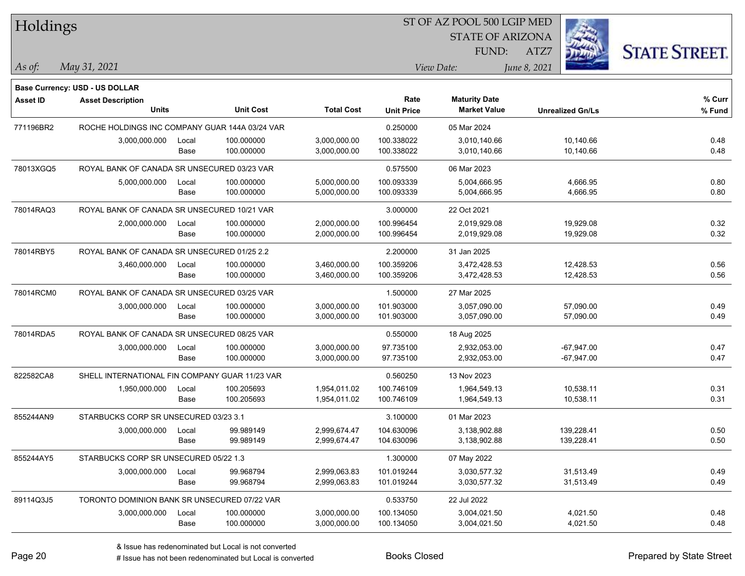# Holdings

ST OF AZ POOL 500 LGIP MED
STATE OF ARIZONA
FUND: ATZ7

*As of:* *May 31, 2021*

*View Date:* *June 8, 2021*

**Base Currency: USD - US DOLLAR**

| Asset ID | Asset Description / Units | | Unit Cost | Total Cost | Rate / Unit Price | Maturity Date / Market Value | Unrealized Gn/Ls | % Curr / % Fund |
|---|---|---|---|---|---|---|---|---|
| 771196BR2 | ROCHE HOLDINGS INC COMPANY GUAR 144A 03/24 VAR | | | | 0.250000 | 05 Mar 2024 | | |
| | 3,000,000.000 | Local | 100.000000 | 3,000,000.00 | 100.338022 | 3,010,140.66 | 10,140.66 | 0.48 |
| | | Base | 100.000000 | 3,000,000.00 | 100.338022 | 3,010,140.66 | 10,140.66 | 0.48 |
| 78013XGQ5 | ROYAL BANK OF CANADA SR UNSECURED 03/23 VAR | | | | 0.575500 | 06 Mar 2023 | | |
| | 5,000,000.000 | Local | 100.000000 | 5,000,000.00 | 100.093339 | 5,004,666.95 | 4,666.95 | 0.80 |
| | | Base | 100.000000 | 5,000,000.00 | 100.093339 | 5,004,666.95 | 4,666.95 | 0.80 |
| 78014RAQ3 | ROYAL BANK OF CANADA SR UNSECURED 10/21 VAR | | | | 3.000000 | 22 Oct 2021 | | |
| | 2,000,000.000 | Local | 100.000000 | 2,000,000.00 | 100.996454 | 2,019,929.08 | 19,929.08 | 0.32 |
| | | Base | 100.000000 | 2,000,000.00 | 100.996454 | 2,019,929.08 | 19,929.08 | 0.32 |
| 78014RBY5 | ROYAL BANK OF CANADA SR UNSECURED 01/25 2.2 | | | | 2.200000 | 31 Jan 2025 | | |
| | 3,460,000.000 | Local | 100.000000 | 3,460,000.00 | 100.359206 | 3,472,428.53 | 12,428.53 | 0.56 |
| | | Base | 100.000000 | 3,460,000.00 | 100.359206 | 3,472,428.53 | 12,428.53 | 0.56 |
| 78014RCM0 | ROYAL BANK OF CANADA SR UNSECURED 03/25 VAR | | | | 1.500000 | 27 Mar 2025 | | |
| | 3,000,000.000 | Local | 100.000000 | 3,000,000.00 | 101.903000 | 3,057,090.00 | 57,090.00 | 0.49 |
| | | Base | 100.000000 | 3,000,000.00 | 101.903000 | 3,057,090.00 | 57,090.00 | 0.49 |
| 78014RDA5 | ROYAL BANK OF CANADA SR UNSECURED 08/25 VAR | | | | 0.550000 | 18 Aug 2025 | | |
| | 3,000,000.000 | Local | 100.000000 | 3,000,000.00 | 97.735100 | 2,932,053.00 | -67,947.00 | 0.47 |
| | | Base | 100.000000 | 3,000,000.00 | 97.735100 | 2,932,053.00 | -67,947.00 | 0.47 |
| 822582CA8 | SHELL INTERNATIONAL FIN COMPANY GUAR 11/23 VAR | | | | 0.560250 | 13 Nov 2023 | | |
| | 1,950,000.000 | Local | 100.205693 | 1,954,011.02 | 100.746109 | 1,964,549.13 | 10,538.11 | 0.31 |
| | | Base | 100.205693 | 1,954,011.02 | 100.746109 | 1,964,549.13 | 10,538.11 | 0.31 |
| 855244AN9 | STARBUCKS CORP SR UNSECURED 03/23 3.1 | | | | 3.100000 | 01 Mar 2023 | | |
| | 3,000,000.000 | Local | 99.989149 | 2,999,674.47 | 104.630096 | 3,138,902.88 | 139,228.41 | 0.50 |
| | | Base | 99.989149 | 2,999,674.47 | 104.630096 | 3,138,902.88 | 139,228.41 | 0.50 |
| 855244AY5 | STARBUCKS CORP SR UNSECURED 05/22 1.3 | | | | 1.300000 | 07 May 2022 | | |
| | 3,000,000.000 | Local | 99.968794 | 2,999,063.83 | 101.019244 | 3,030,577.32 | 31,513.49 | 0.49 |
| | | Base | 99.968794 | 2,999,063.83 | 101.019244 | 3,030,577.32 | 31,513.49 | 0.49 |
| 89114Q3J5 | TORONTO DOMINION BANK SR UNSECURED 07/22 VAR | | | | 0.533750 | 22 Jul 2022 | | |
| | 3,000,000.000 | Local | 100.000000 | 3,000,000.00 | 100.134050 | 3,004,021.50 | 4,021.50 | 0.48 |
| | | Base | 100.000000 | 3,000,000.00 | 100.134050 | 3,004,021.50 | 4,021.50 | 0.48 |

& Issue has redenominated but Local is not converted
# Issue has not been redenominated but Local is converted

Books Closed

Prepared by State Street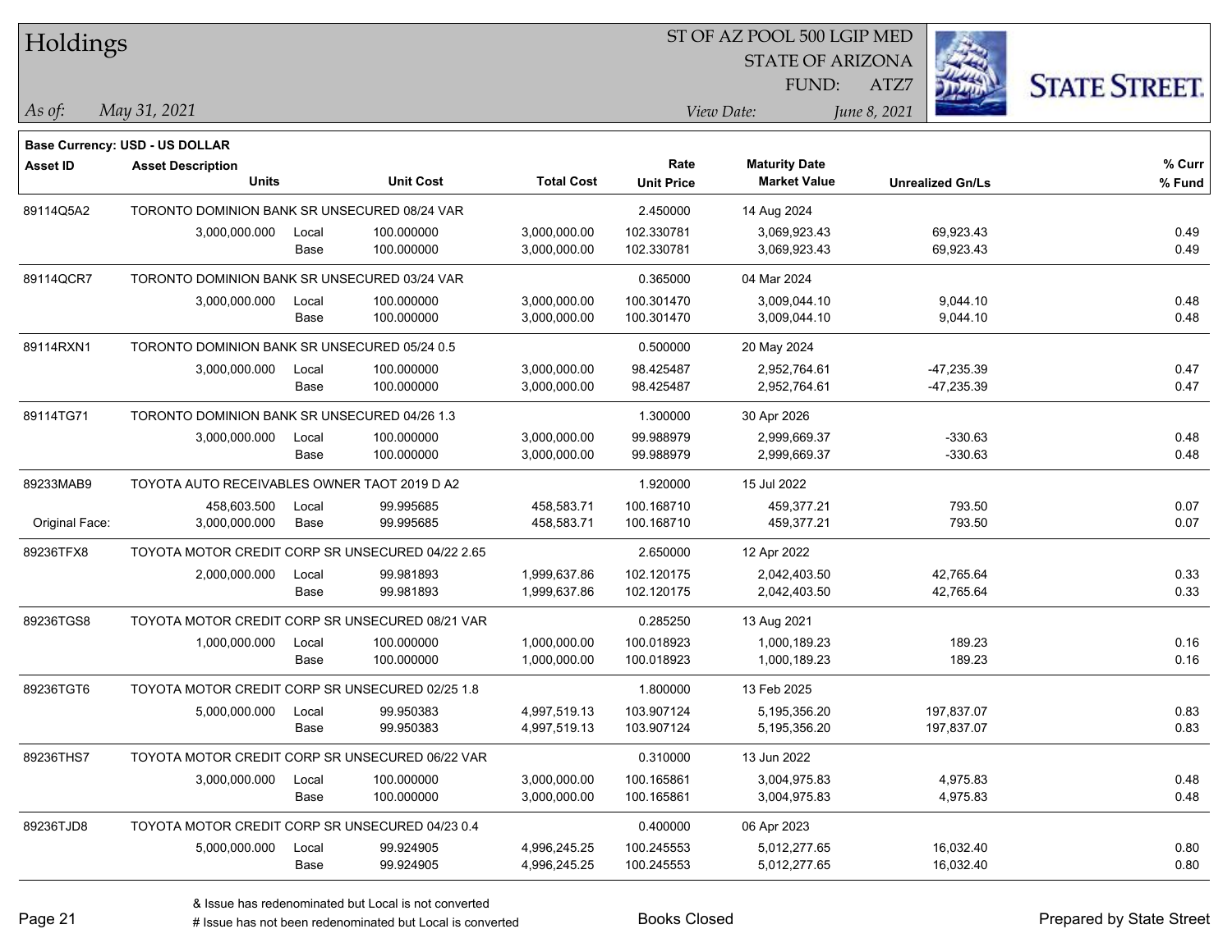# Holdings

ST OF AZ POOL 500 LGIP MED
STATE OF ARIZONA
FUND: ATZ7

*As of:* *May 31, 2021*

*View Date:* *June 8, 2021*

**Base Currency: USD - US DOLLAR**

| Asset ID | Asset Description / Units | | Unit Cost | Total Cost | Rate / Unit Price | Maturity Date / Market Value | Unrealized Gn/Ls | % Curr / % Fund |
|---|---|---|---|---|---|---|---|---|
| 89114Q5A2 | TORONTO DOMINION BANK SR UNSECURED 08/24 VAR | | | | 2.450000 | 14 Aug 2024 | | |
| | 3,000,000.000 | Local | 100.000000 | 3,000,000.00 | 102.330781 | 3,069,923.43 | 69,923.43 | 0.49 |
| | | Base | 100.000000 | 3,000,000.00 | 102.330781 | 3,069,923.43 | 69,923.43 | 0.49 |
| 89114QCR7 | TORONTO DOMINION BANK SR UNSECURED 03/24 VAR | | | | 0.365000 | 04 Mar 2024 | | |
| | 3,000,000.000 | Local | 100.000000 | 3,000,000.00 | 100.301470 | 3,009,044.10 | 9,044.10 | 0.48 |
| | | Base | 100.000000 | 3,000,000.00 | 100.301470 | 3,009,044.10 | 9,044.10 | 0.48 |
| 89114RXN1 | TORONTO DOMINION BANK SR UNSECURED 05/24 0.5 | | | | 0.500000 | 20 May 2024 | | |
| | 3,000,000.000 | Local | 100.000000 | 3,000,000.00 | 98.425487 | 2,952,764.61 | -47,235.39 | 0.47 |
| | | Base | 100.000000 | 3,000,000.00 | 98.425487 | 2,952,764.61 | -47,235.39 | 0.47 |
| 89114TG71 | TORONTO DOMINION BANK SR UNSECURED 04/26 1.3 | | | | 1.300000 | 30 Apr 2026 | | |
| | 3,000,000.000 | Local | 100.000000 | 3,000,000.00 | 99.988979 | 2,999,669.37 | -330.63 | 0.48 |
| | | Base | 100.000000 | 3,000,000.00 | 99.988979 | 2,999,669.37 | -330.63 | 0.48 |
| 89233MAB9 | TOYOTA AUTO RECEIVABLES OWNER TAOT 2019 D A2 | | | | 1.920000 | 15 Jul 2022 | | |
| | 458,603.500 | Local | 99.995685 | 458,583.71 | 100.168710 | 459,377.21 | 793.50 | 0.07 |
| Original Face: | 3,000,000.000 | Base | 99.995685 | 458,583.71 | 100.168710 | 459,377.21 | 793.50 | 0.07 |
| 89236TFX8 | TOYOTA MOTOR CREDIT CORP SR UNSECURED 04/22 2.65 | | | | 2.650000 | 12 Apr 2022 | | |
| | 2,000,000.000 | Local | 99.981893 | 1,999,637.86 | 102.120175 | 2,042,403.50 | 42,765.64 | 0.33 |
| | | Base | 99.981893 | 1,999,637.86 | 102.120175 | 2,042,403.50 | 42,765.64 | 0.33 |
| 89236TGS8 | TOYOTA MOTOR CREDIT CORP SR UNSECURED 08/21 VAR | | | | 0.285250 | 13 Aug 2021 | | |
| | 1,000,000.000 | Local | 100.000000 | 1,000,000.00 | 100.018923 | 1,000,189.23 | 189.23 | 0.16 |
| | | Base | 100.000000 | 1,000,000.00 | 100.018923 | 1,000,189.23 | 189.23 | 0.16 |
| 89236TGT6 | TOYOTA MOTOR CREDIT CORP SR UNSECURED 02/25 1.8 | | | | 1.800000 | 13 Feb 2025 | | |
| | 5,000,000.000 | Local | 99.950383 | 4,997,519.13 | 103.907124 | 5,195,356.20 | 197,837.07 | 0.83 |
| | | Base | 99.950383 | 4,997,519.13 | 103.907124 | 5,195,356.20 | 197,837.07 | 0.83 |
| 89236THS7 | TOYOTA MOTOR CREDIT CORP SR UNSECURED 06/22 VAR | | | | 0.310000 | 13 Jun 2022 | | |
| | 3,000,000.000 | Local | 100.000000 | 3,000,000.00 | 100.165861 | 3,004,975.83 | 4,975.83 | 0.48 |
| | | Base | 100.000000 | 3,000,000.00 | 100.165861 | 3,004,975.83 | 4,975.83 | 0.48 |
| 89236TJD8 | TOYOTA MOTOR CREDIT CORP SR UNSECURED 04/23 0.4 | | | | 0.400000 | 06 Apr 2023 | | |
| | 5,000,000.000 | Local | 99.924905 | 4,996,245.25 | 100.245553 | 5,012,277.65 | 16,032.40 | 0.80 |
| | | Base | 99.924905 | 4,996,245.25 | 100.245553 | 5,012,277.65 | 16,032.40 | 0.80 |

& Issue has redenominated but Local is not converted
# Issue has not been redenominated but Local is converted

Books Closed

Prepared by State Street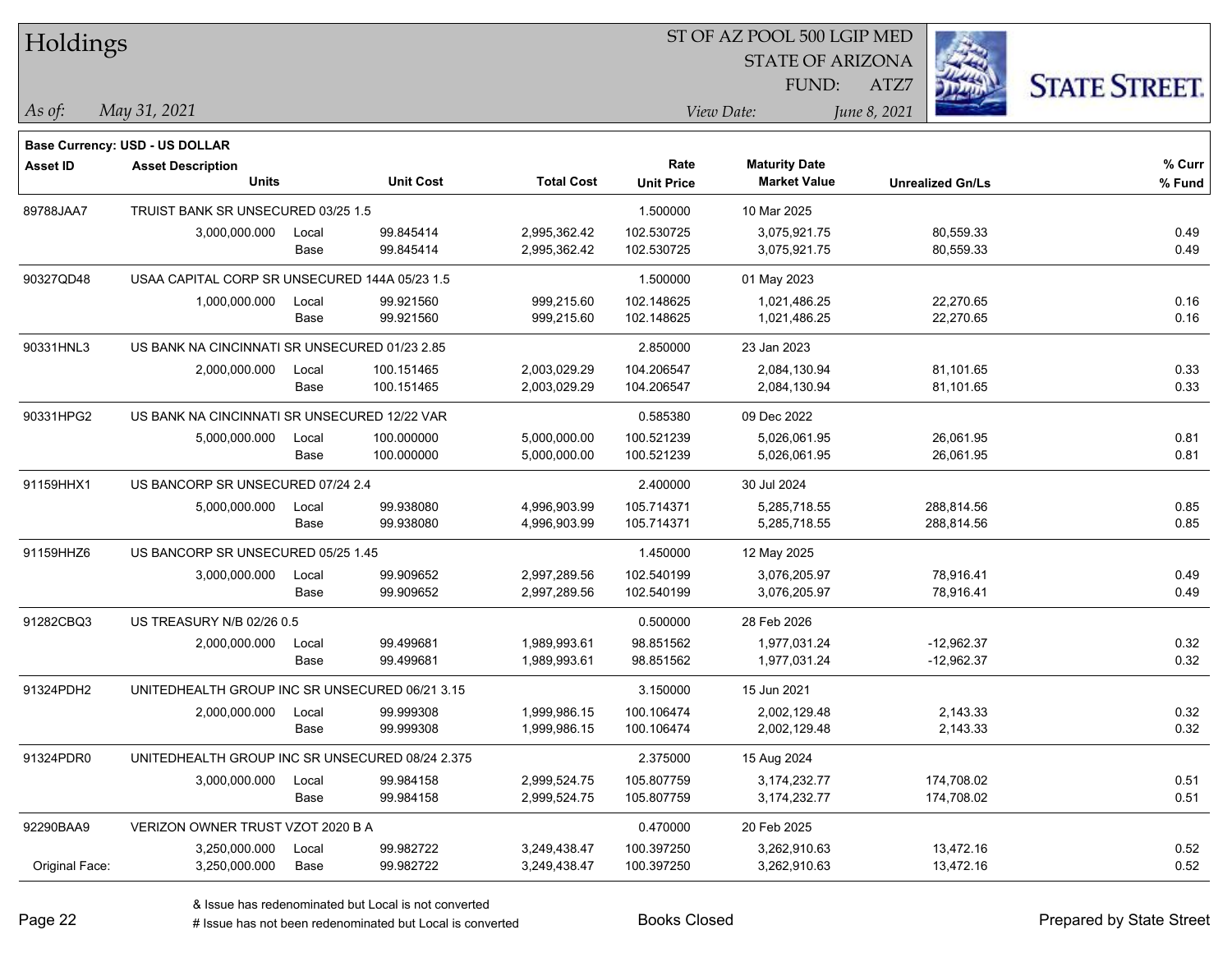# Holdings

ST OF AZ POOL 500 LGIP MED
STATE OF ARIZONA
FUND: ATZ7

*As of:* *May 31, 2021*

*View Date:* *June 8, 2021*

**Base Currency: USD - US DOLLAR**

| Asset ID | Asset Description / Units | | Unit Cost | Total Cost | Rate / Unit Price | Maturity Date / Market Value | Unrealized Gn/Ls | % Curr / % Fund |
|---|---|---|---|---|---|---|---|---|
| 89788JAA7 | TRUIST BANK SR UNSECURED 03/25 1.5 | | | | 1.500000 | 10 Mar 2025 | | |
| | 3,000,000.000 | Local | 99.845414 | 2,995,362.42 | 102.530725 | 3,075,921.75 | 80,559.33 | 0.49 |
| | | Base | 99.845414 | 2,995,362.42 | 102.530725 | 3,075,921.75 | 80,559.33 | 0.49 |
| 90327QD48 | USAA CAPITAL CORP SR UNSECURED 144A 05/23 1.5 | | | | 1.500000 | 01 May 2023 | | |
| | 1,000,000.000 | Local | 99.921560 | 999,215.60 | 102.148625 | 1,021,486.25 | 22,270.65 | 0.16 |
| | | Base | 99.921560 | 999,215.60 | 102.148625 | 1,021,486.25 | 22,270.65 | 0.16 |
| 90331HNL3 | US BANK NA CINCINNATI SR UNSECURED 01/23 2.85 | | | | 2.850000 | 23 Jan 2023 | | |
| | 2,000,000.000 | Local | 100.151465 | 2,003,029.29 | 104.206547 | 2,084,130.94 | 81,101.65 | 0.33 |
| | | Base | 100.151465 | 2,003,029.29 | 104.206547 | 2,084,130.94 | 81,101.65 | 0.33 |
| 90331HPG2 | US BANK NA CINCINNATI SR UNSECURED 12/22 VAR | | | | 0.585380 | 09 Dec 2022 | | |
| | 5,000,000.000 | Local | 100.000000 | 5,000,000.00 | 100.521239 | 5,026,061.95 | 26,061.95 | 0.81 |
| | | Base | 100.000000 | 5,000,000.00 | 100.521239 | 5,026,061.95 | 26,061.95 | 0.81 |
| 91159HHX1 | US BANCORP SR UNSECURED 07/24 2.4 | | | | 2.400000 | 30 Jul 2024 | | |
| | 5,000,000.000 | Local | 99.938080 | 4,996,903.99 | 105.714371 | 5,285,718.55 | 288,814.56 | 0.85 |
| | | Base | 99.938080 | 4,996,903.99 | 105.714371 | 5,285,718.55 | 288,814.56 | 0.85 |
| 91159HHZ6 | US BANCORP SR UNSECURED 05/25 1.45 | | | | 1.450000 | 12 May 2025 | | |
| | 3,000,000.000 | Local | 99.909652 | 2,997,289.56 | 102.540199 | 3,076,205.97 | 78,916.41 | 0.49 |
| | | Base | 99.909652 | 2,997,289.56 | 102.540199 | 3,076,205.97 | 78,916.41 | 0.49 |
| 91282CBQ3 | US TREASURY N/B 02/26 0.5 | | | | 0.500000 | 28 Feb 2026 | | |
| | 2,000,000.000 | Local | 99.499681 | 1,989,993.61 | 98.851562 | 1,977,031.24 | -12,962.37 | 0.32 |
| | | Base | 99.499681 | 1,989,993.61 | 98.851562 | 1,977,031.24 | -12,962.37 | 0.32 |
| 91324PDH2 | UNITEDHEALTH GROUP INC SR UNSECURED 06/21 3.15 | | | | 3.150000 | 15 Jun 2021 | | |
| | 2,000,000.000 | Local | 99.999308 | 1,999,986.15 | 100.106474 | 2,002,129.48 | 2,143.33 | 0.32 |
| | | Base | 99.999308 | 1,999,986.15 | 100.106474 | 2,002,129.48 | 2,143.33 | 0.32 |
| 91324PDR0 | UNITEDHEALTH GROUP INC SR UNSECURED 08/24 2.375 | | | | 2.375000 | 15 Aug 2024 | | |
| | 3,000,000.000 | Local | 99.984158 | 2,999,524.75 | 105.807759 | 3,174,232.77 | 174,708.02 | 0.51 |
| | | Base | 99.984158 | 2,999,524.75 | 105.807759 | 3,174,232.77 | 174,708.02 | 0.51 |
| 92290BAA9 | VERIZON OWNER TRUST VZOT 2020 B A | | | | 0.470000 | 20 Feb 2025 | | |
| | 3,250,000.000 | Local | 99.982722 | 3,249,438.47 | 100.397250 | 3,262,910.63 | 13,472.16 | 0.52 |
| Original Face: | 3,250,000.000 | Base | 99.982722 | 3,249,438.47 | 100.397250 | 3,262,910.63 | 13,472.16 | 0.52 |

& Issue has redenominated but Local is not converted
# Issue has not been redenominated but Local is converted

Books Closed

Prepared by State Street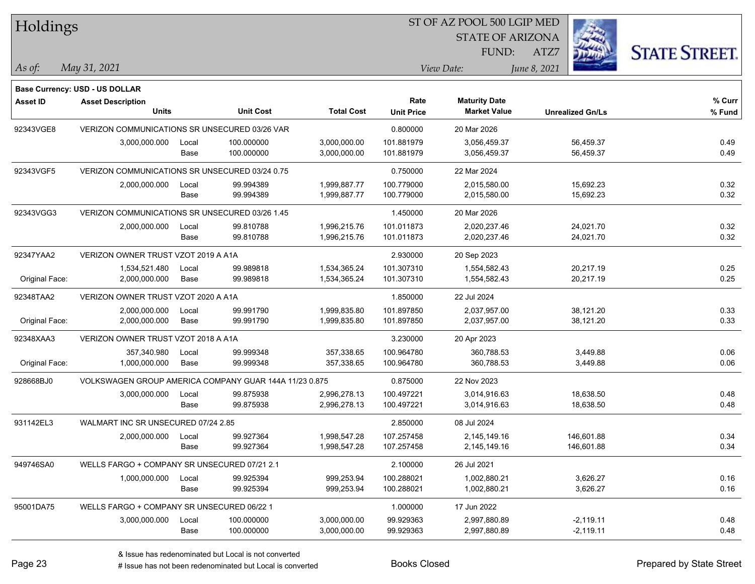# Holdings

ST OF AZ POOL 500 LGIP MED
STATE OF ARIZONA
FUND: ATZ7

*As of:* *May 31, 2021*

*View Date:* *June 8, 2021*

**Base Currency: USD - US DOLLAR**

| Asset ID | Asset Description / Units | | Unit Cost | Total Cost | Rate / Unit Price | Maturity Date / Market Value | Unrealized Gn/Ls | % Curr / % Fund |
|---|---|---|---|---|---|---|---|---|
| 92343VGE8 | VERIZON COMMUNICATIONS SR UNSECURED 03/26 VAR | | | | 0.800000 | 20 Mar 2026 | | |
| | 3,000,000.000 | Local | 100.000000 | 3,000,000.00 | 101.881979 | 3,056,459.37 | 56,459.37 | 0.49 |
| | | Base | 100.000000 | 3,000,000.00 | 101.881979 | 3,056,459.37 | 56,459.37 | 0.49 |
| 92343VGF5 | VERIZON COMMUNICATIONS SR UNSECURED 03/24 0.75 | | | | 0.750000 | 22 Mar 2024 | | |
| | 2,000,000.000 | Local | 99.994389 | 1,999,887.77 | 100.779000 | 2,015,580.00 | 15,692.23 | 0.32 |
| | | Base | 99.994389 | 1,999,887.77 | 100.779000 | 2,015,580.00 | 15,692.23 | 0.32 |
| 92343VGG3 | VERIZON COMMUNICATIONS SR UNSECURED 03/26 1.45 | | | | 1.450000 | 20 Mar 2026 | | |
| | 2,000,000.000 | Local | 99.810788 | 1,996,215.76 | 101.011873 | 2,020,237.46 | 24,021.70 | 0.32 |
| | | Base | 99.810788 | 1,996,215.76 | 101.011873 | 2,020,237.46 | 24,021.70 | 0.32 |
| 92347YAA2 | VERIZON OWNER TRUST VZOT 2019 A A1A | | | | 2.930000 | 20 Sep 2023 | | |
| | 1,534,521.480 | Local | 99.989818 | 1,534,365.24 | 101.307310 | 1,554,582.43 | 20,217.19 | 0.25 |
| Original Face: | 2,000,000.000 | Base | 99.989818 | 1,534,365.24 | 101.307310 | 1,554,582.43 | 20,217.19 | 0.25 |
| 92348TAA2 | VERIZON OWNER TRUST VZOT 2020 A A1A | | | | 1.850000 | 22 Jul 2024 | | |
| | 2,000,000.000 | Local | 99.991790 | 1,999,835.80 | 101.897850 | 2,037,957.00 | 38,121.20 | 0.33 |
| Original Face: | 2,000,000.000 | Base | 99.991790 | 1,999,835.80 | 101.897850 | 2,037,957.00 | 38,121.20 | 0.33 |
| 92348XAA3 | VERIZON OWNER TRUST VZOT 2018 A A1A | | | | 3.230000 | 20 Apr 2023 | | |
| | 357,340.980 | Local | 99.999348 | 357,338.65 | 100.964780 | 360,788.53 | 3,449.88 | 0.06 |
| Original Face: | 1,000,000.000 | Base | 99.999348 | 357,338.65 | 100.964780 | 360,788.53 | 3,449.88 | 0.06 |
| 928668BJ0 | VOLKSWAGEN GROUP AMERICA COMPANY GUAR 144A 11/23 0.875 | | | | 0.875000 | 22 Nov 2023 | | |
| | 3,000,000.000 | Local | 99.875938 | 2,996,278.13 | 100.497221 | 3,014,916.63 | 18,638.50 | 0.48 |
| | | Base | 99.875938 | 2,996,278.13 | 100.497221 | 3,014,916.63 | 18,638.50 | 0.48 |
| 931142EL3 | WALMART INC SR UNSECURED 07/24 2.85 | | | | 2.850000 | 08 Jul 2024 | | |
| | 2,000,000.000 | Local | 99.927364 | 1,998,547.28 | 107.257458 | 2,145,149.16 | 146,601.88 | 0.34 |
| | | Base | 99.927364 | 1,998,547.28 | 107.257458 | 2,145,149.16 | 146,601.88 | 0.34 |
| 949746SA0 | WELLS FARGO + COMPANY SR UNSECURED 07/21 2.1 | | | | 2.100000 | 26 Jul 2021 | | |
| | 1,000,000.000 | Local | 99.925394 | 999,253.94 | 100.288021 | 1,002,880.21 | 3,626.27 | 0.16 |
| | | Base | 99.925394 | 999,253.94 | 100.288021 | 1,002,880.21 | 3,626.27 | 0.16 |
| 95001DA75 | WELLS FARGO + COMPANY SR UNSECURED 06/22 1 | | | | 1.000000 | 17 Jun 2022 | | |
| | 3,000,000.000 | Local | 100.000000 | 3,000,000.00 | 99.929363 | 2,997,880.89 | -2,119.11 | 0.48 |
| | | Base | 100.000000 | 3,000,000.00 | 99.929363 | 2,997,880.89 | -2,119.11 | 0.48 |

& Issue has redenominated but Local is not converted
# Issue has not been redenominated but Local is converted

Books Closed

Prepared by State Street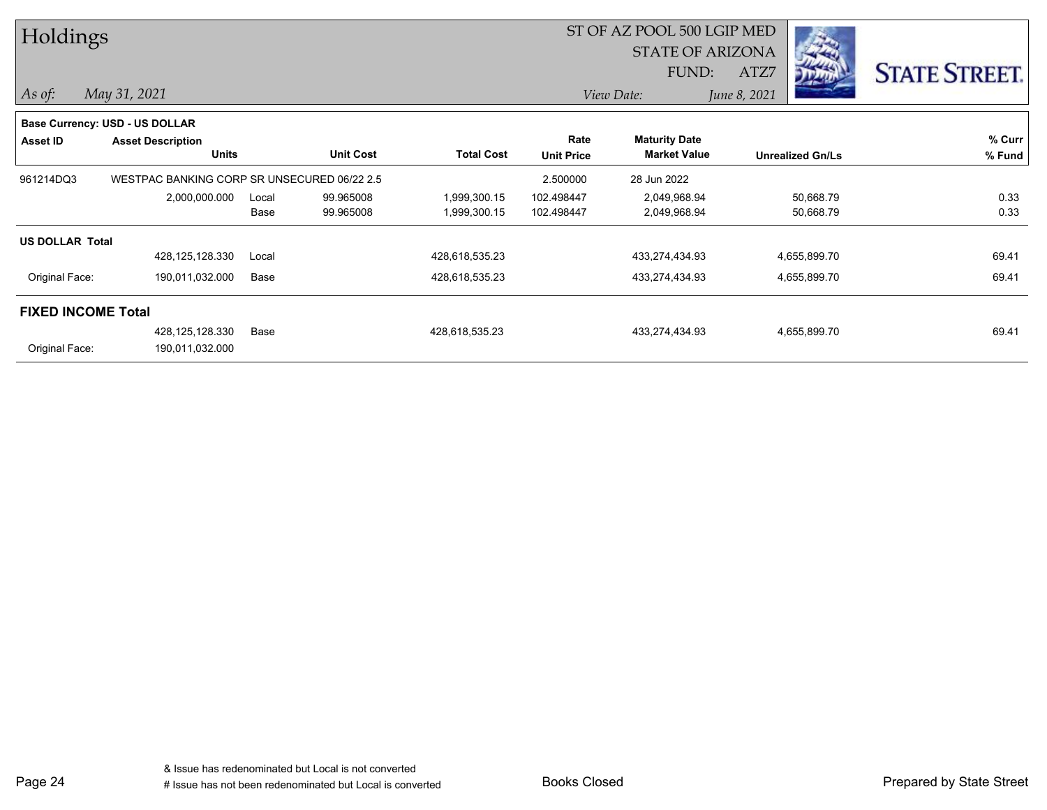# Holdings

ST OF AZ POOL 500 LGIP MED
STATE OF ARIZONA
FUND: ATZ7

*As of:* May 31, 2021

*View Date:* June 8, 2021

**Base Currency: USD - US DOLLAR**

| Asset ID | Asset Description / Units | | Unit Cost | Total Cost | Rate / Unit Price | Maturity Date / Market Value | Unrealized Gn/Ls | % Curr / % Fund |
|---|---|---|---|---|---|---|---|---|
| 961214DQ3 | WESTPAC BANKING CORP SR UNSECURED 06/22 2.5 | | | | 2.500000 | 28 Jun 2022 | | |
| | 2,000,000.000 | Local | 99.965008 | 1,999,300.15 | 102.498447 | 2,049,968.94 | 50,668.79 | 0.33 |
| | | Base | 99.965008 | 1,999,300.15 | 102.498447 | 2,049,968.94 | 50,668.79 | 0.33 |
| **US DOLLAR Total** | | | | | | | | |
| | 428,125,128.330 | Local | | 428,618,535.23 | | 433,274,434.93 | 4,655,899.70 | 69.41 |
| Original Face: | 190,011,032.000 | Base | | 428,618,535.23 | | 433,274,434.93 | 4,655,899.70 | 69.41 |
| **FIXED INCOME Total** | | | | | | | | |
| | 428,125,128.330 | Base | | 428,618,535.23 | | 433,274,434.93 | 4,655,899.70 | 69.41 |
| Original Face: | 190,011,032.000 | | | | | | | |

& Issue has redenominated but Local is not converted
# Issue has not been redenominated but Local is converted

Books Closed

Prepared by State Street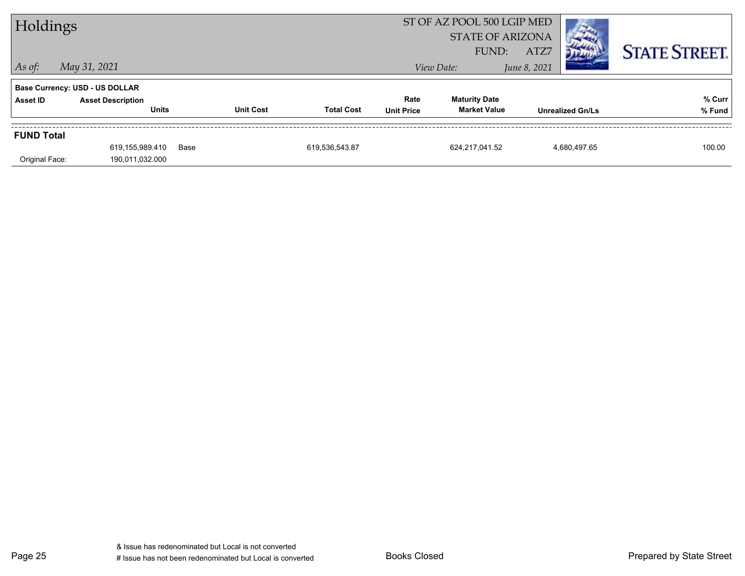# Holdings

ST OF AZ POOL 500 LGIP MED
STATE OF ARIZONA
FUND: ATZ7

*As of:* *May 31, 2021*

*View Date:* *June 8, 2021*

**STATE STREET.**

**Base Currency: USD - US DOLLAR**

| Asset ID | Asset Description<br>Units | | Unit Cost | Total Cost | Rate<br>Unit Price | Maturity Date<br>Market Value | Unrealized Gn/Ls | % Curr<br>% Fund |
|---|---|---|---|---|---|---|---|---|
| **FUND Total** | | | | | | | | |
| | 619,155,989.410 | Base | | 619,536,543.87 | | 624,217,041.52 | 4,680,497.65 | 100.00 |
| Original Face: | 190,011,032.000 | | | | | | | |

& Issue has redenominated but Local is not converted
# Issue has not been redenominated but Local is converted

Books Closed

Prepared by State Street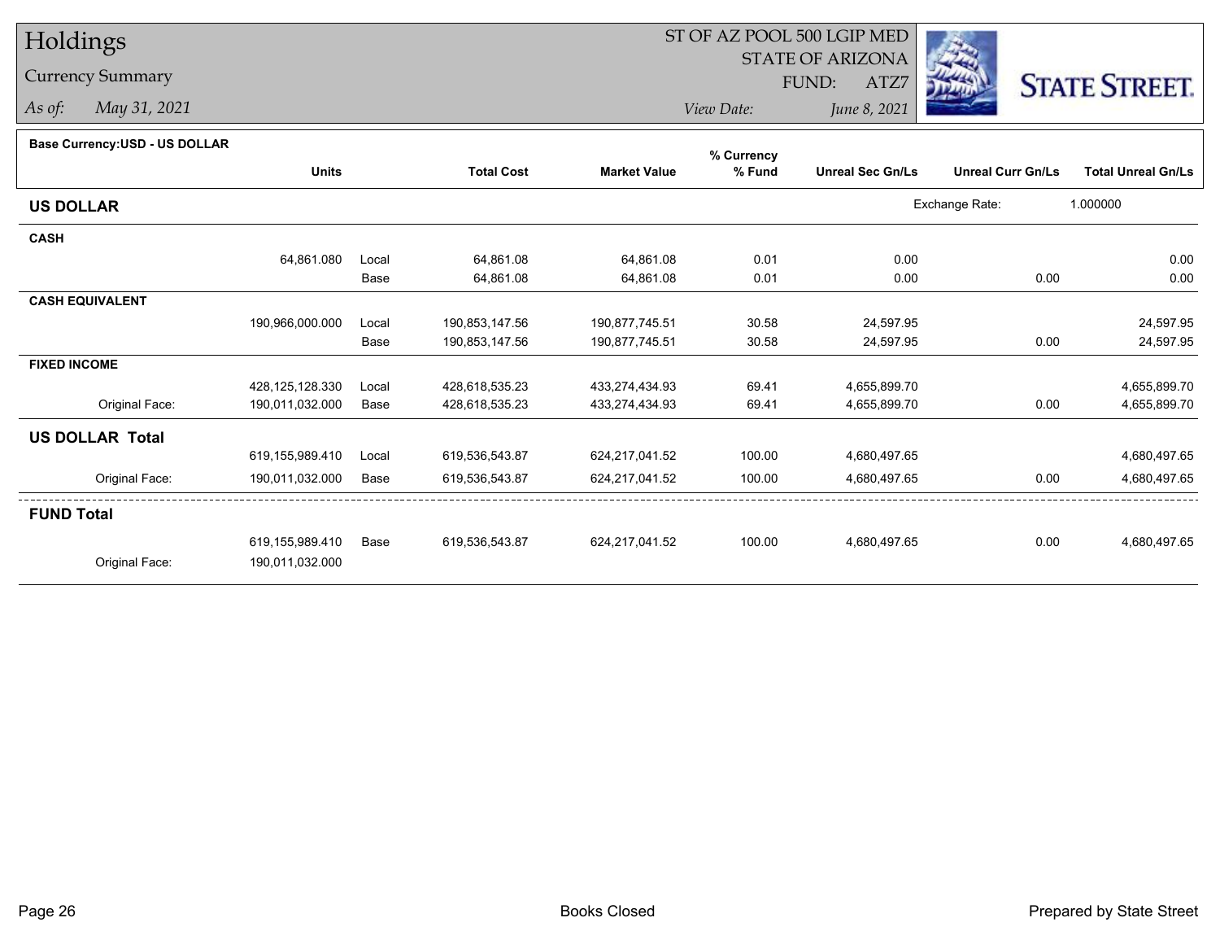# Holdings

## Currency Summary

*As of:* May 31, 2021

ST OF AZ POOL 500 LGIP MED
STATE OF ARIZONA
FUND: ATZ7

*View Date:* June 8, 2021

STATE STREET.

**Base Currency:USD - US DOLLAR**

| | Units | | Total Cost | Market Value | % Currency % Fund | Unreal Sec Gn/Ls | Unreal Curr Gn/Ls | Total Unreal Gn/Ls |
|---|---|---|---|---|---|---|---|---|
| **US DOLLAR** | | | | | | Exchange Rate: | 1.000000 | |
| **CASH** | | | | | | | | |
| | 64,861.080 | Local | 64,861.08 | 64,861.08 | 0.01 | 0.00 | | 0.00 |
| | | Base | 64,861.08 | 64,861.08 | 0.01 | 0.00 | 0.00 | 0.00 |
| **CASH EQUIVALENT** | | | | | | | | |
| | 190,966,000.000 | Local | 190,853,147.56 | 190,877,745.51 | 30.58 | 24,597.95 | | 24,597.95 |
| | | Base | 190,853,147.56 | 190,877,745.51 | 30.58 | 24,597.95 | 0.00 | 24,597.95 |
| **FIXED INCOME** | | | | | | | | |
| | 428,125,128.330 | Local | 428,618,535.23 | 433,274,434.93 | 69.41 | 4,655,899.70 | | 4,655,899.70 |
| Original Face: | 190,011,032.000 | Base | 428,618,535.23 | 433,274,434.93 | 69.41 | 4,655,899.70 | 0.00 | 4,655,899.70 |
| **US DOLLAR Total** | | | | | | | | |
| | 619,155,989.410 | Local | 619,536,543.87 | 624,217,041.52 | 100.00 | 4,680,497.65 | | 4,680,497.65 |
| Original Face: | 190,011,032.000 | Base | 619,536,543.87 | 624,217,041.52 | 100.00 | 4,680,497.65 | 0.00 | 4,680,497.65 |
| **FUND Total** | | | | | | | | |
| | 619,155,989.410 | Base | 619,536,543.87 | 624,217,041.52 | 100.00 | 4,680,497.65 | 0.00 | 4,680,497.65 |
| Original Face: | 190,011,032.000 | | | | | | | |

Books Closed

Prepared by State Street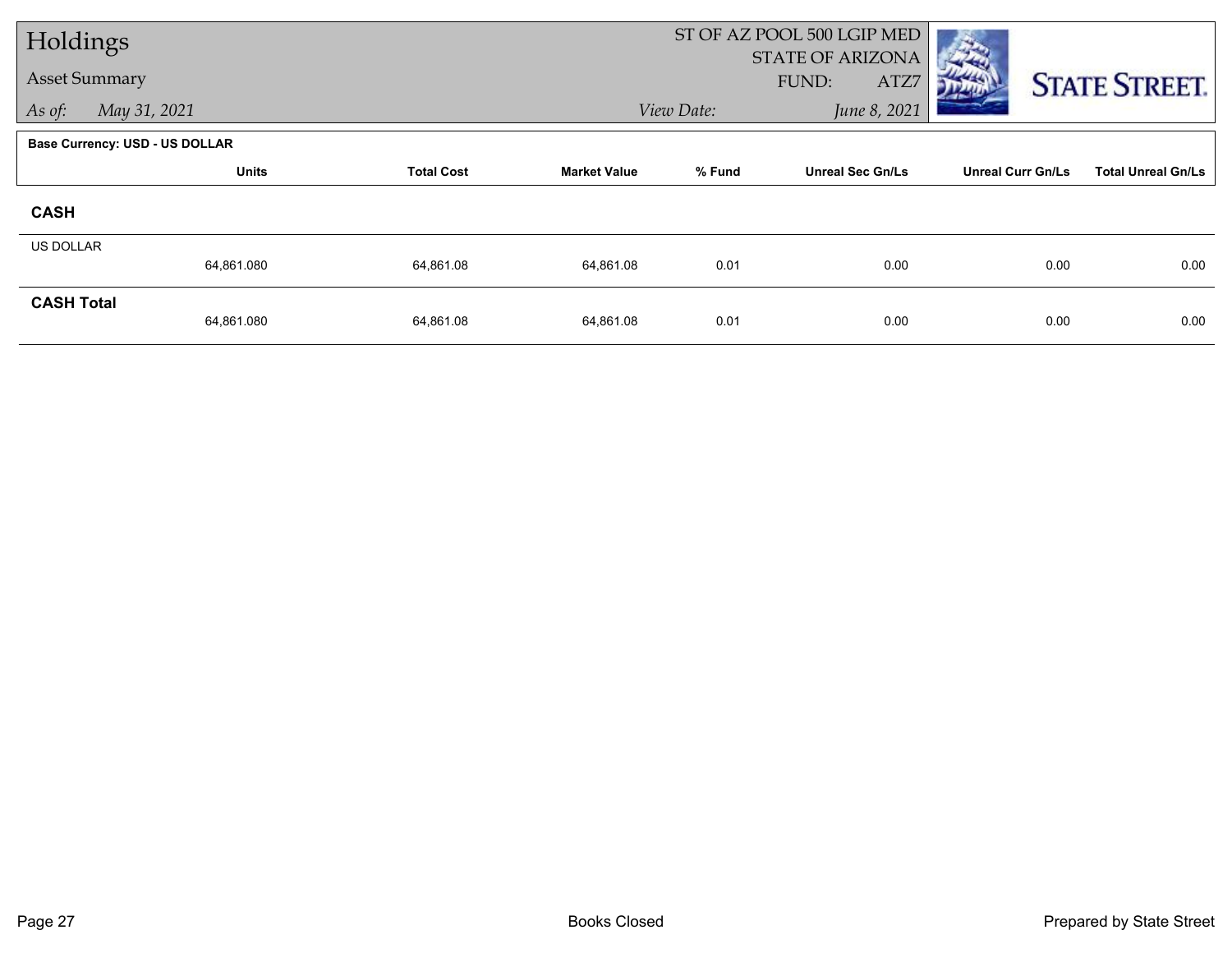# Holdings

## Asset Summary

*As of:* *May 31, 2021*

ST OF AZ POOL 500 LGIP MED
STATE OF ARIZONA
FUND: ATZ7

*View Date:* *June 8, 2021*

STATE STREET.

**Base Currency: USD - US DOLLAR**

| | Units | Total Cost | Market Value | % Fund | Unreal Sec Gn/Ls | Unreal Curr Gn/Ls | Total Unreal Gn/Ls |
|---|---|---|---|---|---|---|---|
| **CASH** | | | | | | | |
| US DOLLAR | 64,861.080 | 64,861.08 | 64,861.08 | 0.01 | 0.00 | 0.00 | 0.00 |
| **CASH Total** | 64,861.080 | 64,861.08 | 64,861.08 | 0.01 | 0.00 | 0.00 | 0.00 |

Books Closed

Prepared by State Street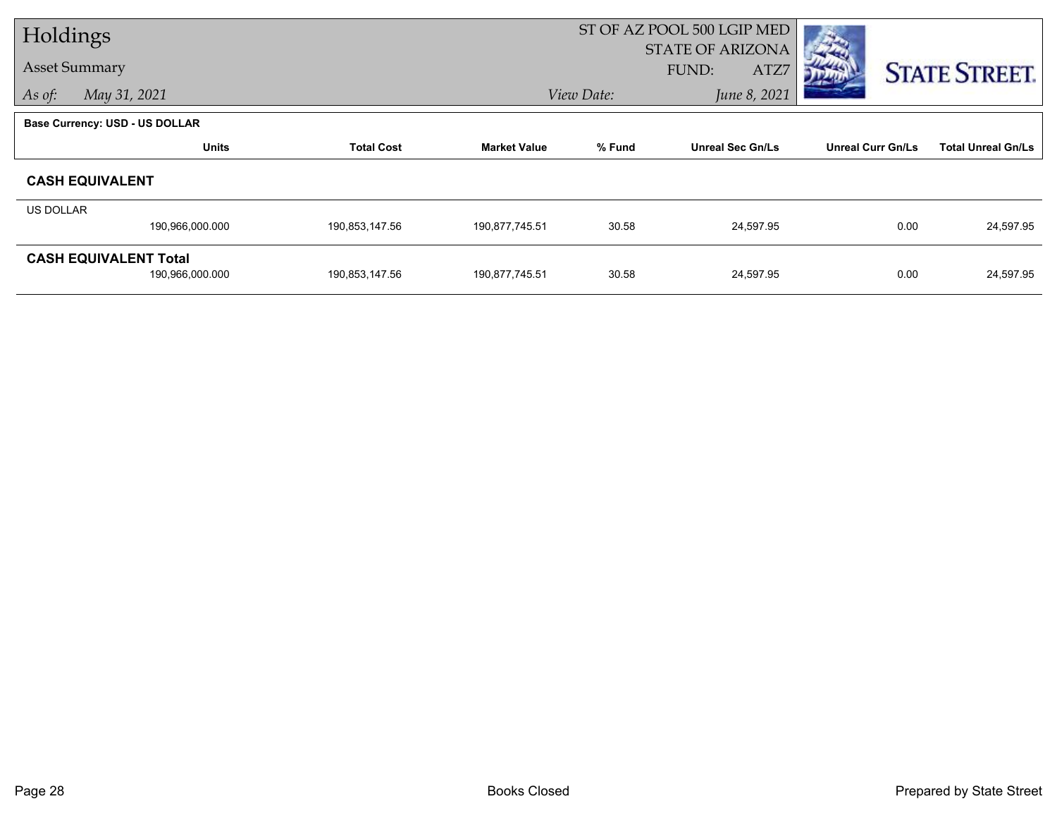# Holdings

**Asset Summary**

*As of:* May 31, 2021

ST OF AZ POOL 500 LGIP MED
STATE OF ARIZONA
FUND: ATZ7

*View Date:* June 8, 2021

STATE STREET.

**Base Currency: USD - US DOLLAR**

| | Units | Total Cost | Market Value | % Fund | Unreal Sec Gn/Ls | Unreal Curr Gn/Ls | Total Unreal Gn/Ls |
|---|---|---|---|---|---|---|---|
| **CASH EQUIVALENT** | | | | | | | |
| US DOLLAR | 190,966,000.000 | 190,853,147.56 | 190,877,745.51 | 30.58 | 24,597.95 | 0.00 | 24,597.95 |
| **CASH EQUIVALENT Total** | 190,966,000.000 | 190,853,147.56 | 190,877,745.51 | 30.58 | 24,597.95 | 0.00 | 24,597.95 |

Books Closed

Prepared by State Street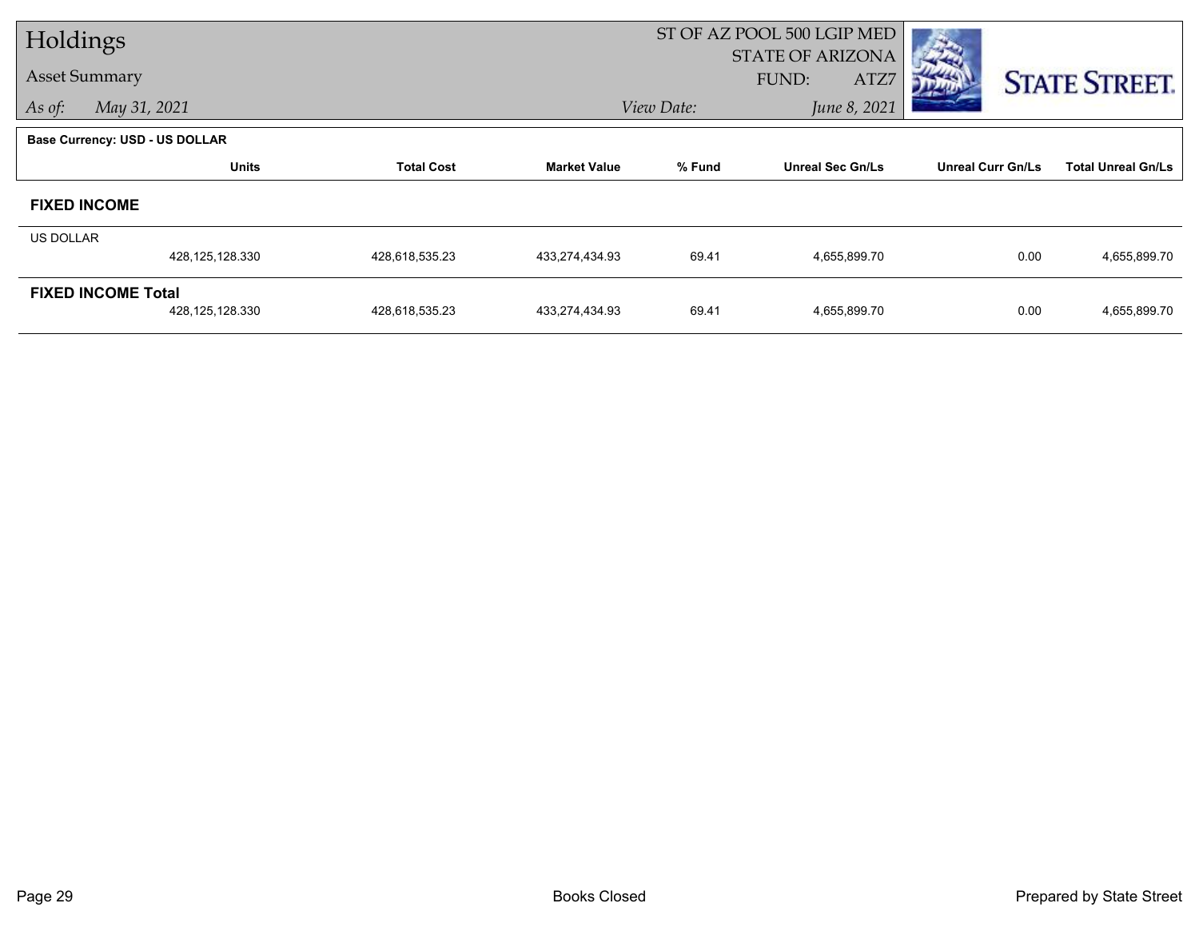# Holdings

## Asset Summary

*As of:* *May 31, 2021*

ST OF AZ POOL 500 LGIP MED
STATE OF ARIZONA
FUND: ATZ7

*View Date:* *June 8, 2021*

**Base Currency: USD - US DOLLAR**

| | Units | Total Cost | Market Value | % Fund | Unreal Sec Gn/Ls | Unreal Curr Gn/Ls | Total Unreal Gn/Ls |
|---|---|---|---|---|---|---|---|
| **FIXED INCOME** | | | | | | | |
| US DOLLAR | 428,125,128.330 | 428,618,535.23 | 433,274,434.93 | 69.41 | 4,655,899.70 | 0.00 | 4,655,899.70 |
| **FIXED INCOME Total** | 428,125,128.330 | 428,618,535.23 | 433,274,434.93 | 69.41 | 4,655,899.70 | 0.00 | 4,655,899.70 |

Books Closed

Prepared by State Street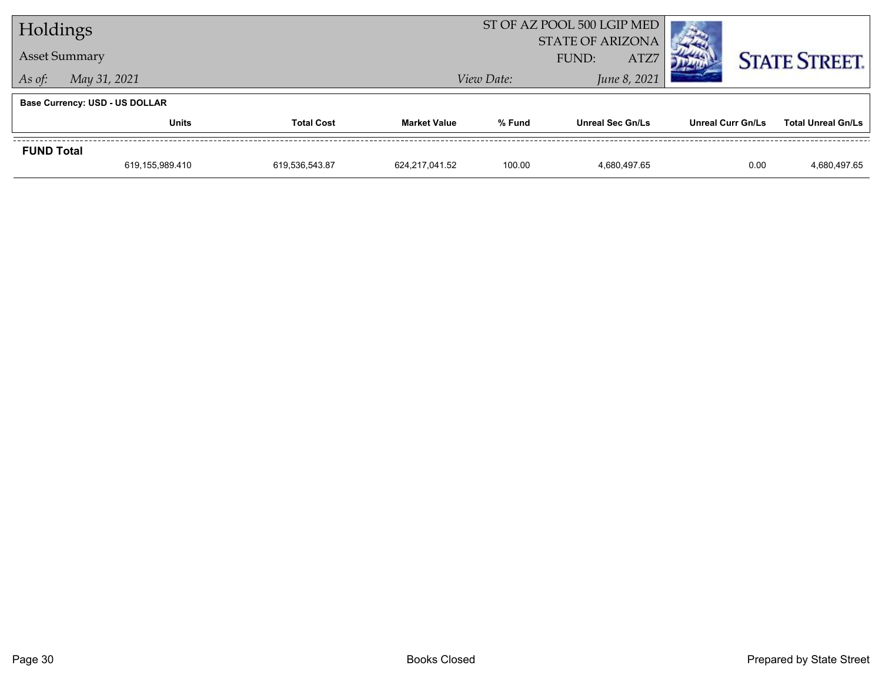# Holdings

## Asset Summary

*As of:* *May 31, 2021*

ST OF AZ POOL 500 LGIP MED
STATE OF ARIZONA
FUND: ATZ7

*View Date:* *June 8, 2021*

STATE STREET.

**Base Currency: USD - US DOLLAR**

| | Units | Total Cost | Market Value | % Fund | Unreal Sec Gn/Ls | Unreal Curr Gn/Ls | Total Unreal Gn/Ls |
|---|---|---|---|---|---|---|---|
| **FUND Total** | | | | | | | |
| | 619,155,989.410 | 619,536,543.87 | 624,217,041.52 | 100.00 | 4,680,497.65 | 0.00 | 4,680,497.65 |

Books Closed

Prepared by State Street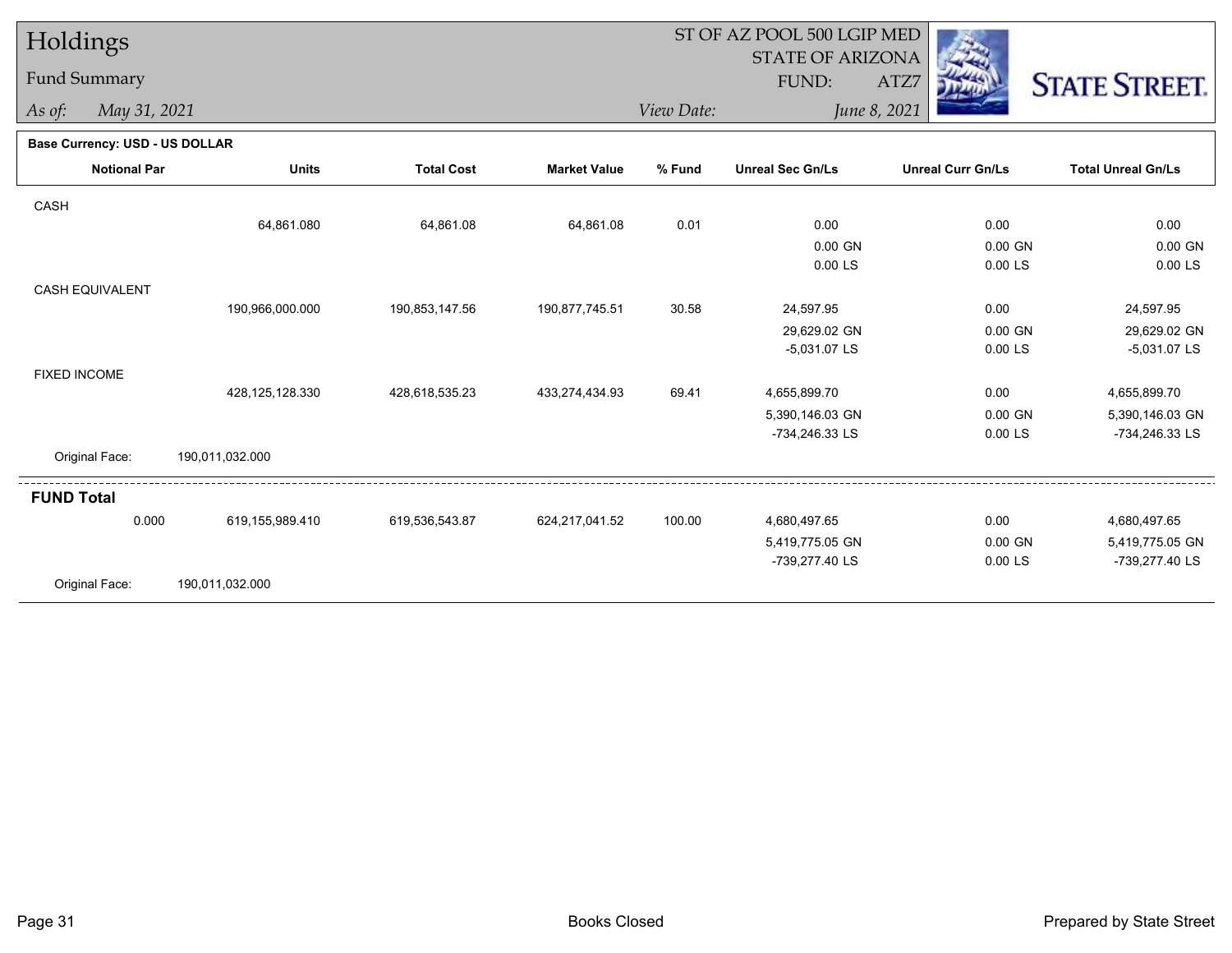# Holdings

Fund Summary

*As of:* May 31, 2021

ST OF AZ POOL 500 LGIP MED
STATE OF ARIZONA
FUND: ATZ7

*View Date:* June 8, 2021

STATE STREET.

**Base Currency: USD - US DOLLAR**

| Notional Par | Units | Total Cost | Market Value | % Fund | Unreal Sec Gn/Ls | Unreal Curr Gn/Ls | Total Unreal Gn/Ls |
|---|---|---|---|---|---|---|---|
| CASH | | | | | | | |
| | 64,861.080 | 64,861.08 | 64,861.08 | 0.01 | 0.00 | 0.00 | 0.00 |
| | | | | | 0.00 GN | 0.00 GN | 0.00 GN |
| | | | | | 0.00 LS | 0.00 LS | 0.00 LS |
| CASH EQUIVALENT | | | | | | | |
| | 190,966,000.000 | 190,853,147.56 | 190,877,745.51 | 30.58 | 24,597.95 | 0.00 | 24,597.95 |
| | | | | | 29,629.02 GN | 0.00 GN | 29,629.02 GN |
| | | | | | -5,031.07 LS | 0.00 LS | -5,031.07 LS |
| FIXED INCOME | | | | | | | |
| | 428,125,128.330 | 428,618,535.23 | 433,274,434.93 | 69.41 | 4,655,899.70 | 0.00 | 4,655,899.70 |
| | | | | | 5,390,146.03 GN | 0.00 GN | 5,390,146.03 GN |
| | | | | | -734,246.33 LS | 0.00 LS | -734,246.33 LS |
| Original Face: | 190,011,032.000 | | | | | | |
| **FUND Total** | | | | | | | |
| 0.000 | 619,155,989.410 | 619,536,543.87 | 624,217,041.52 | 100.00 | 4,680,497.65 | 0.00 | 4,680,497.65 |
| | | | | | 5,419,775.05 GN | 0.00 GN | 5,419,775.05 GN |
| | | | | | -739,277.40 LS | 0.00 LS | -739,277.40 LS |
| Original Face: | 190,011,032.000 | | | | | | |

Books Closed

Prepared by State Street